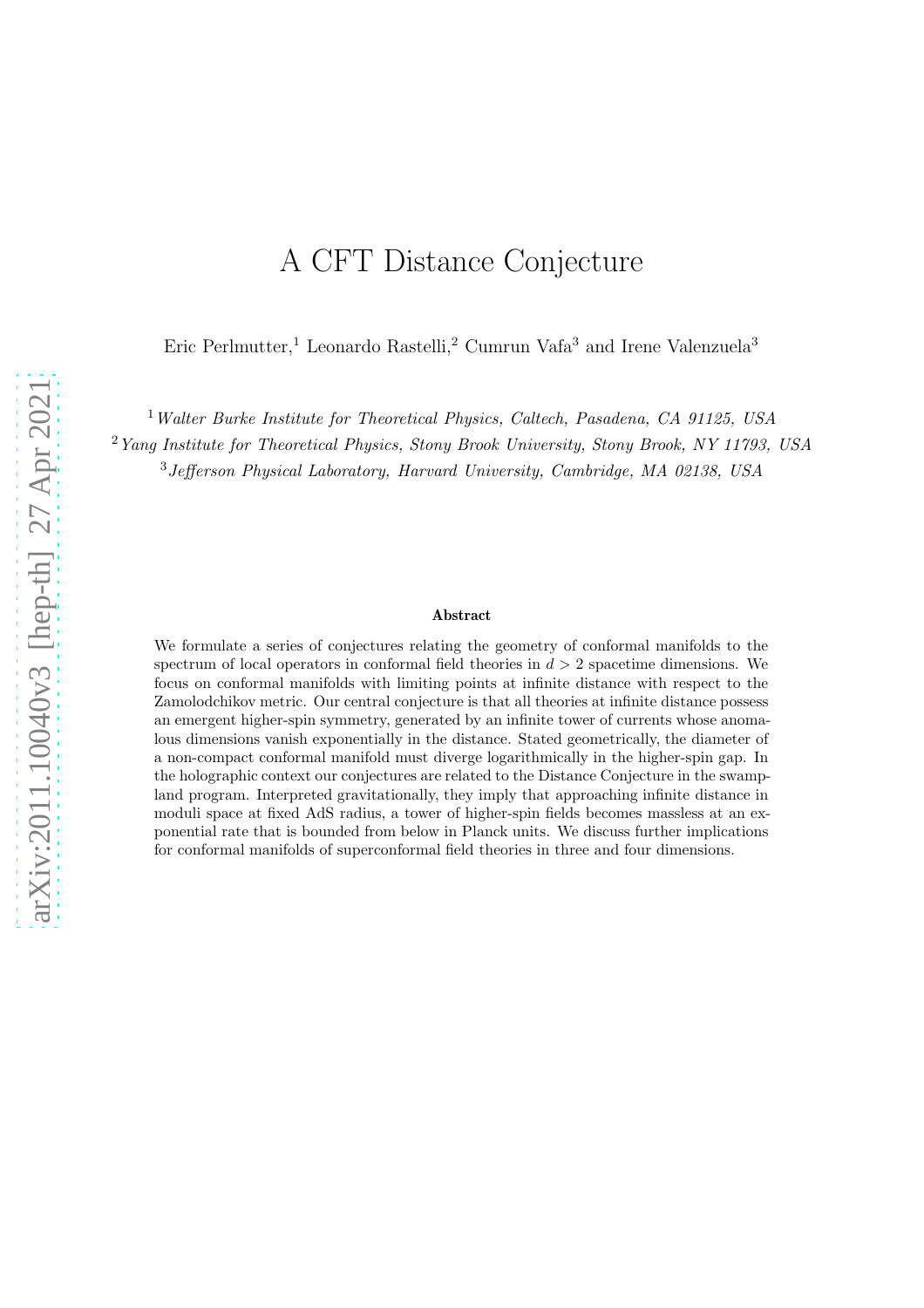# A CFT Distance Conjecture

Eric Perlmutter,[1] Leonardo Rastelli,[2] Cumrun Vafa[3] and Irene Valenzuela[3]

[1] *Walter Burke Institute for Theoretical Physics, Caltech, Pasadena, CA 91125, USA*

[2] *Yang Institute for Theoretical Physics, Stony Brook University, Stony Brook, NY 11793, USA*

[3] *Jefferson Physical Laboratory, Harvard University, Cambridge, MA 02138, USA*

**Abstract**

We formulate a series of conjectures relating the geometry of conformal manifolds to the spectrum of local operators in conformal field theories in $d > 2$ spacetime dimensions. We focus on conformal manifolds with limiting points at infinite distance with respect to the Zamolodchikov metric. Our central conjecture is that all theories at infinite distance possess an emergent higher-spin symmetry, generated by an infinite tower of currents whose anomalous dimensions vanish exponentially in the distance. Stated geometrically, the diameter of a non-compact conformal manifold must diverge logarithmically in the higher-spin gap. In the holographic context our conjectures are related to the Distance Conjecture in the swampland program. Interpreted gravitationally, they imply that approaching infinite distance in moduli space at fixed AdS radius, a tower of higher-spin fields becomes massless at an exponential rate that is bounded from below in Planck units. We discuss further implications for conformal manifolds of superconformal field theories in three and four dimensions.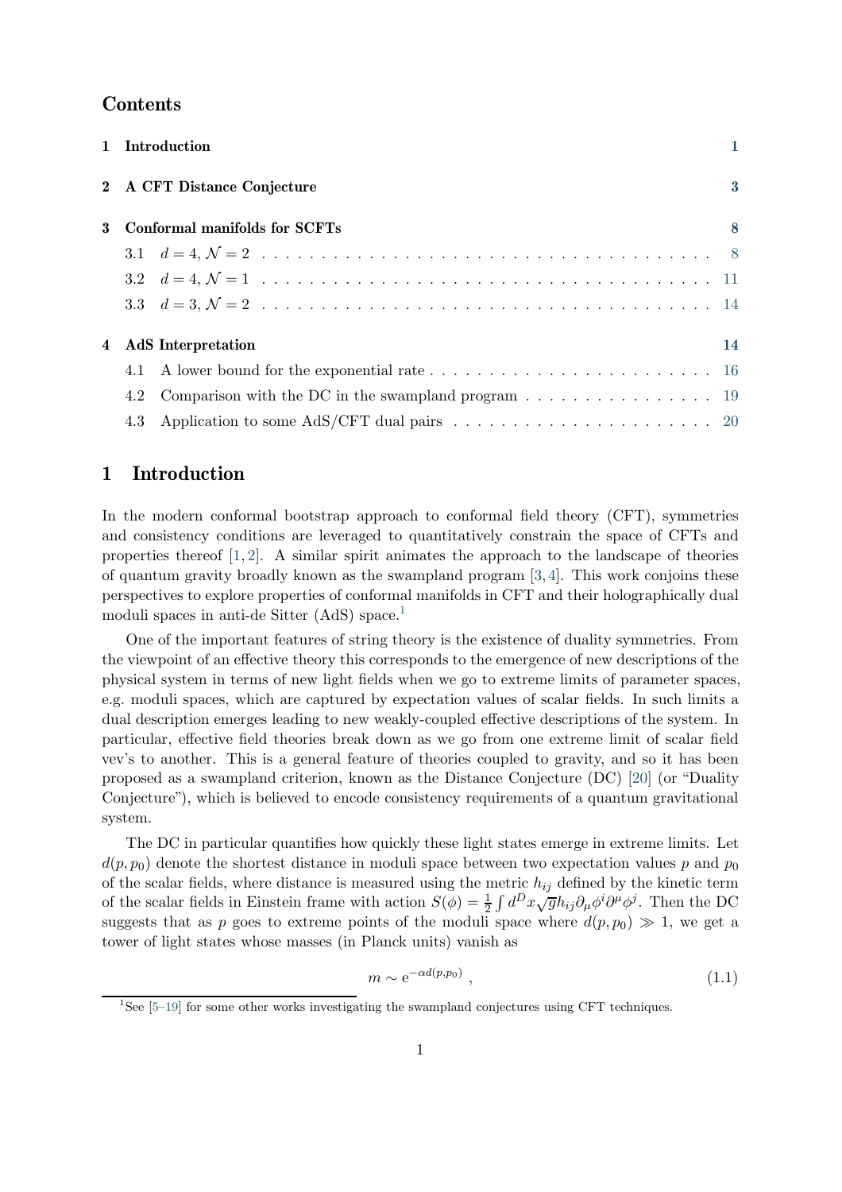## Contents

1 Introduction 1

2 A CFT Distance Conjecture 3

3 Conformal manifolds for SCFTs 8
- 3.1 $d = 4, \mathcal{N} = 2$ 8
- 3.2 $d = 4, \mathcal{N} = 1$ 11
- 3.3 $d = 3, \mathcal{N} = 2$ 14

4 AdS Interpretation 14
- 4.1 A lower bound for the exponential rate 16
- 4.2 Comparison with the DC in the swampland program 19
- 4.3 Application to some AdS/CFT dual pairs 20

# 1 Introduction

In the modern conformal bootstrap approach to conformal field theory (CFT), symmetries and consistency conditions are leveraged to quantitatively constrain the space of CFTs and properties thereof [1, 2]. A similar spirit animates the approach to the landscape of theories of quantum gravity broadly known as the swampland program [3, 4]. This work conjoins these perspectives to explore properties of conformal manifolds in CFT and their holographically dual moduli spaces in anti-de Sitter (AdS) space.[1]

One of the important features of string theory is the existence of duality symmetries. From the viewpoint of an effective theory this corresponds to the emergence of new descriptions of the physical system in terms of new light fields when we go to extreme limits of parameter spaces, e.g. moduli spaces, which are captured by expectation values of scalar fields. In such limits a dual description emerges leading to new weakly-coupled effective descriptions of the system. In particular, effective field theories break down as we go from one extreme limit of scalar field vev's to another. This is a general feature of theories coupled to gravity, and so it has been proposed as a swampland criterion, known as the Distance Conjecture (DC) [20] (or "Duality Conjecture"), which is believed to encode consistency requirements of a quantum gravitational system.

The DC in particular quantifies how quickly these light states emerge in extreme limits. Let $d(p, p_0)$ denote the shortest distance in moduli space between two expectation values $p$ and $p_0$ of the scalar fields, where distance is measured using the metric $h_{ij}$ defined by the kinetic term of the scalar fields in Einstein frame with action $S(\phi) = \frac{1}{2} \int d^D x \sqrt{g} h_{ij} \partial_\mu \phi^i \partial^\mu \phi^j$. Then the DC suggests that as $p$ goes to extreme points of the moduli space where $d(p, p_0) \gg 1$, we get a tower of light states whose masses (in Planck units) vanish as

$$m \sim e^{-\alpha d(p, p_0)} , \tag{1.1}$$

[1] See [5–19] for some other works investigating the swampland conjectures using CFT techniques.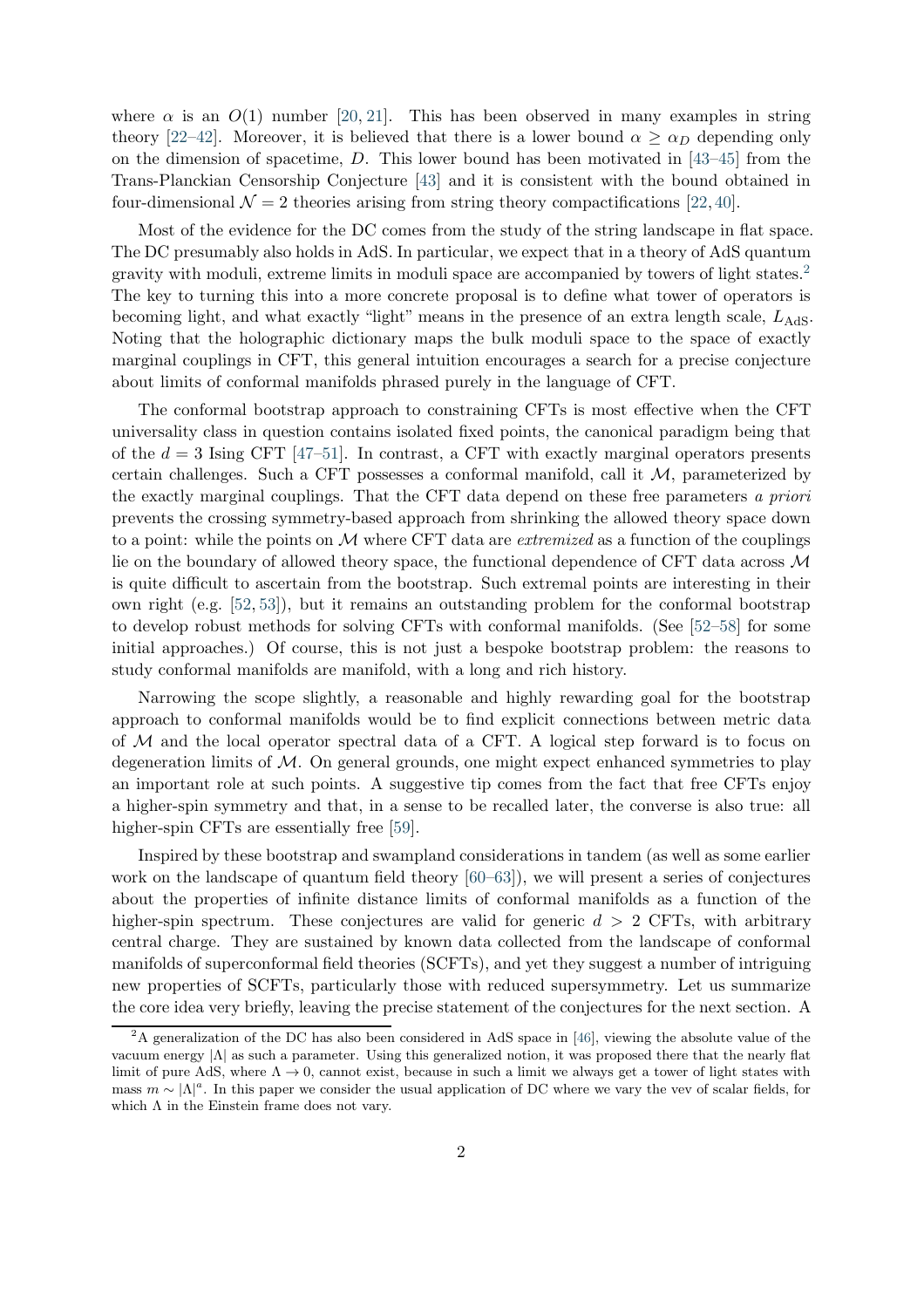where $\alpha$ is an $O(1)$ number [20, 21]. This has been observed in many examples in string theory [22–42]. Moreover, it is believed that there is a lower bound $\alpha \geq \alpha_D$ depending only on the dimension of spacetime, $D$. This lower bound has been motivated in [43–45] from the Trans-Planckian Censorship Conjecture [43] and it is consistent with the bound obtained in four-dimensional $\mathcal{N} = 2$ theories arising from string theory compactifications [22, 40].

Most of the evidence for the DC comes from the study of the string landscape in flat space. The DC presumably also holds in AdS. In particular, we expect that in a theory of AdS quantum gravity with moduli, extreme limits in moduli space are accompanied by towers of light states.[2] The key to turning this into a more concrete proposal is to define what tower of operators is becoming light, and what exactly "light" means in the presence of an extra length scale, $L_{\text{AdS}}$. Noting that the holographic dictionary maps the bulk moduli space to the space of exactly marginal couplings in CFT, this general intuition encourages a search for a precise conjecture about limits of conformal manifolds phrased purely in the language of CFT.

The conformal bootstrap approach to constraining CFTs is most effective when the CFT universality class in question contains isolated fixed points, the canonical paradigm being that of the $d = 3$ Ising CFT [47–51]. In contrast, a CFT with exactly marginal operators presents certain challenges. Such a CFT possesses a conformal manifold, call it $\mathcal{M}$, parameterized by the exactly marginal couplings. That the CFT data depend on these free parameters *a priori* prevents the crossing symmetry-based approach from shrinking the allowed theory space down to a point: while the points on $\mathcal{M}$ where CFT data are *extremized* as a function of the couplings lie on the boundary of allowed theory space, the functional dependence of CFT data across $\mathcal{M}$ is quite difficult to ascertain from the bootstrap. Such extremal points are interesting in their own right (e.g. [52, 53]), but it remains an outstanding problem for the conformal bootstrap to develop robust methods for solving CFTs with conformal manifolds. (See [52–58] for some initial approaches.) Of course, this is not just a bespoke bootstrap problem: the reasons to study conformal manifolds are manifold, with a long and rich history.

Narrowing the scope slightly, a reasonable and highly rewarding goal for the bootstrap approach to conformal manifolds would be to find explicit connections between metric data of $\mathcal{M}$ and the local operator spectral data of a CFT. A logical step forward is to focus on degeneration limits of $\mathcal{M}$. On general grounds, one might expect enhanced symmetries to play an important role at such points. A suggestive tip comes from the fact that free CFTs enjoy a higher-spin symmetry and that, in a sense to be recalled later, the converse is also true: all higher-spin CFTs are essentially free [59].

Inspired by these bootstrap and swampland considerations in tandem (as well as some earlier work on the landscape of quantum field theory [60–63]), we will present a series of conjectures about the properties of infinite distance limits of conformal manifolds as a function of the higher-spin spectrum. These conjectures are valid for generic $d > 2$ CFTs, with arbitrary central charge. They are sustained by known data collected from the landscape of conformal manifolds of superconformal field theories (SCFTs), and yet they suggest a number of intriguing new properties of SCFTs, particularly those with reduced supersymmetry. Let us summarize the core idea very briefly, leaving the precise statement of the conjectures for the next section. A

[2] A generalization of the DC has also been considered in AdS space in [46], viewing the absolute value of the vacuum energy $|\Lambda|$ as such a parameter. Using this generalized notion, it was proposed there that the nearly flat limit of pure AdS, where $\Lambda \to 0$, cannot exist, because in such a limit we always get a tower of light states with mass $m \sim |\Lambda|^a$. In this paper we consider the usual application of DC where we vary the vev of scalar fields, for which $\Lambda$ in the Einstein frame does not vary.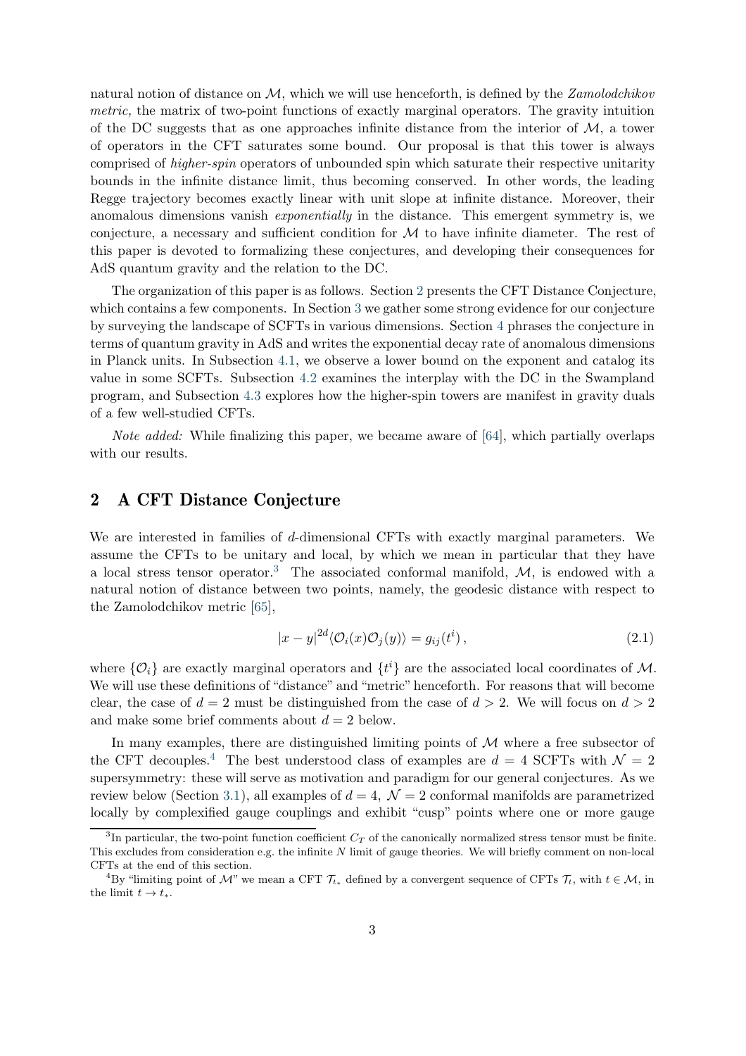natural notion of distance on $\mathcal{M}$, which we will use henceforth, is defined by the *Zamolodchikov metric,* the matrix of two-point functions of exactly marginal operators. The gravity intuition of the DC suggests that as one approaches infinite distance from the interior of $\mathcal{M}$, a tower of operators in the CFT saturates some bound. Our proposal is that this tower is always comprised of *higher-spin* operators of unbounded spin which saturate their respective unitarity bounds in the infinite distance limit, thus becoming conserved. In other words, the leading Regge trajectory becomes exactly linear with unit slope at infinite distance. Moreover, their anomalous dimensions vanish *exponentially* in the distance. This emergent symmetry is, we conjecture, a necessary and sufficient condition for $\mathcal{M}$ to have infinite diameter. The rest of this paper is devoted to formalizing these conjectures, and developing their consequences for AdS quantum gravity and the relation to the DC.

The organization of this paper is as follows. Section 2 presents the CFT Distance Conjecture, which contains a few components. In Section 3 we gather some strong evidence for our conjecture by surveying the landscape of SCFTs in various dimensions. Section 4 phrases the conjecture in terms of quantum gravity in AdS and writes the exponential decay rate of anomalous dimensions in Planck units. In Subsection 4.1, we observe a lower bound on the exponent and catalog its value in some SCFTs. Subsection 4.2 examines the interplay with the DC in the Swampland program, and Subsection 4.3 explores how the higher-spin towers are manifest in gravity duals of a few well-studied CFTs.

*Note added:* While finalizing this paper, we became aware of [64], which partially overlaps with our results.

## 2 A CFT Distance Conjecture

We are interested in families of $d$-dimensional CFTs with exactly marginal parameters. We assume the CFTs to be unitary and local, by which we mean in particular that they have a local stress tensor operator.[3] The associated conformal manifold, $\mathcal{M}$, is endowed with a natural notion of distance between two points, namely, the geodesic distance with respect to the Zamolodchikov metric [65],

$$|x-y|^{2d}\langle \mathcal{O}_i(x)\mathcal{O}_j(y)\rangle = g_{ij}(t^i)\,, \tag{2.1}$$

where $\{\mathcal{O}_i\}$ are exactly marginal operators and $\{t^i\}$ are the associated local coordinates of $\mathcal{M}$. We will use these definitions of "distance" and "metric" henceforth. For reasons that will become clear, the case of $d=2$ must be distinguished from the case of $d>2$. We will focus on $d>2$ and make some brief comments about $d=2$ below.

In many examples, there are distinguished limiting points of $\mathcal{M}$ where a free subsector of the CFT decouples.[4] The best understood class of examples are $d=4$ SCFTs with $\mathcal{N}=2$ supersymmetry: these will serve as motivation and paradigm for our general conjectures. As we review below (Section 3.1), all examples of $d=4$, $\mathcal{N}=2$ conformal manifolds are parametrized locally by complexified gauge couplings and exhibit "cusp" points where one or more gauge

---

[3] In particular, the two-point function coefficient $C_T$ of the canonically normalized stress tensor must be finite. This excludes from consideration e.g. the infinite $N$ limit of gauge theories. We will briefly comment on non-local CFTs at the end of this section.

[4] By "limiting point of $\mathcal{M}$" we mean a CFT $\mathcal{T}_{t_*}$ defined by a convergent sequence of CFTs $\mathcal{T}_t$, with $t \in \mathcal{M}$, in the limit $t \to t_*$.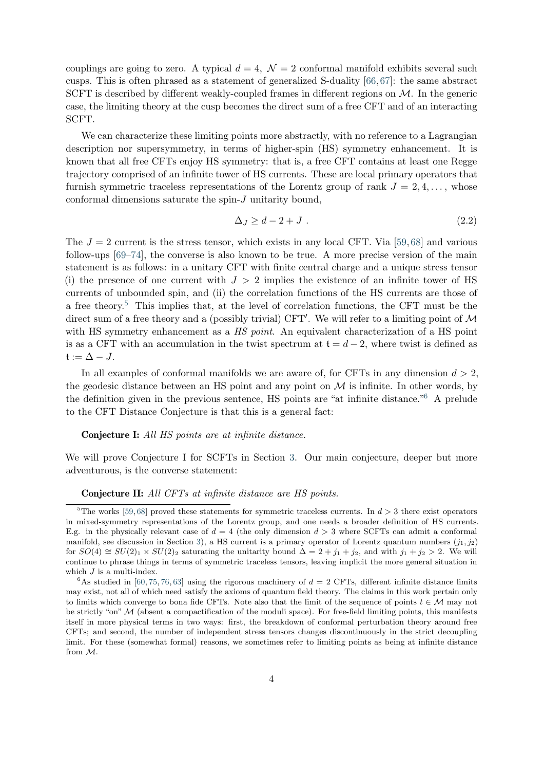couplings are going to zero. A typical $d = 4$, $\mathcal{N} = 2$ conformal manifold exhibits several such cusps. This is often phrased as a statement of generalized S-duality [66, 67]: the same abstract SCFT is described by different weakly-coupled frames in different regions on $\mathcal{M}$. In the generic case, the limiting theory at the cusp becomes the direct sum of a free CFT and of an interacting SCFT.

We can characterize these limiting points more abstractly, with no reference to a Lagrangian description nor supersymmetry, in terms of higher-spin (HS) symmetry enhancement. It is known that all free CFTs enjoy HS symmetry: that is, a free CFT contains at least one Regge trajectory comprised of an infinite tower of HS currents. These are local primary operators that furnish symmetric traceless representations of the Lorentz group of rank $J = 2, 4, \ldots$, whose conformal dimensions saturate the spin-$J$ unitarity bound,

$$\Delta_J \geq d - 2 + J \ . \tag{2.2}$$

The $J = 2$ current is the stress tensor, which exists in any local CFT. Via [59, 68] and various follow-ups [69–74], the converse is also known to be true. A more precise version of the main statement is as follows: in a unitary CFT with finite central charge and a unique stress tensor (i) the presence of one current with $J > 2$ implies the existence of an infinite tower of HS currents of unbounded spin, and (ii) the correlation functions of the HS currents are those of a free theory.[5] This implies that, at the level of correlation functions, the CFT must be the direct sum of a free theory and a (possibly trivial) CFT$'$. We will refer to a limiting point of $\mathcal{M}$ with HS symmetry enhancement as a *HS point*. An equivalent characterization of a HS point is as a CFT with an accumulation in the twist spectrum at $\mathsf{t} = d - 2$, where twist is defined as $\mathsf{t} := \Delta - J$.

In all examples of conformal manifolds we are aware of, for CFTs in any dimension $d > 2$, the geodesic distance between an HS point and any point on $\mathcal{M}$ is infinite. In other words, by the definition given in the previous sentence, HS points are "at infinite distance."[6] A prelude to the CFT Distance Conjecture is that this is a general fact:

**Conjecture I:** *All HS points are at infinite distance.*

We will prove Conjecture I for SCFTs in Section 3. Our main conjecture, deeper but more adventurous, is the converse statement:

**Conjecture II:** *All CFTs at infinite distance are HS points.*

[5] The works [59, 68] proved these statements for symmetric traceless currents. In $d > 3$ there exist operators in mixed-symmetry representations of the Lorentz group, and one needs a broader definition of HS currents. E.g. in the physically relevant case of $d = 4$ (the only dimension $d > 3$ where SCFTs can admit a conformal manifold, see discussion in Section 3), a HS current is a primary operator of Lorentz quantum numbers $(j_1, j_2)$ for $SO(4) \cong SU(2)_1 \times SU(2)_2$ saturating the unitarity bound $\Delta = 2 + j_1 + j_2$, and with $j_1 + j_2 > 2$. We will continue to phrase things in terms of symmetric traceless tensors, leaving implicit the more general situation in which $J$ is a multi-index.

[6] As studied in [60, 75, 76, 63] using the rigorous machinery of $d = 2$ CFTs, different infinite distance limits may exist, not all of which need satisfy the axioms of quantum field theory. The claims in this work pertain only to limits which converge to bona fide CFTs. Note also that the limit of the sequence of points $t \in \mathcal{M}$ may not be strictly "on" $\mathcal{M}$ (absent a compactification of the moduli space). For free-field limiting points, this manifests itself in more physical terms in two ways: first, the breakdown of conformal perturbation theory around free CFTs; and second, the number of independent stress tensors changes discontinuously in the strict decoupling limit. For these (somewhat formal) reasons, we sometimes refer to limiting points as being at infinite distance from $\mathcal{M}$.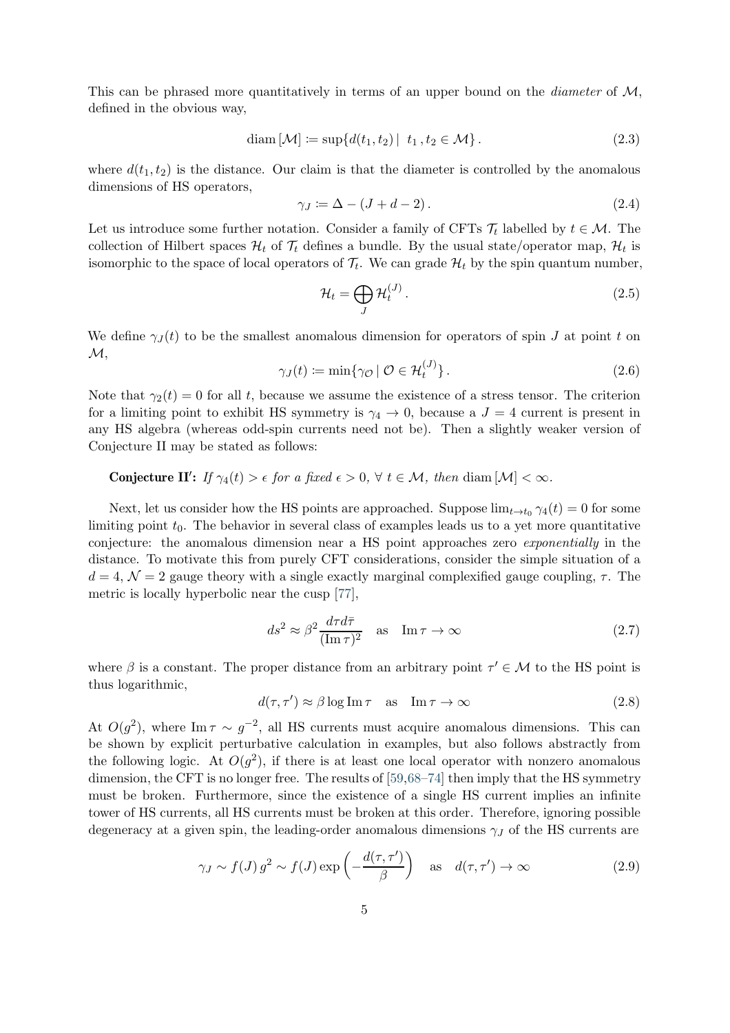This can be phrased more quantitatively in terms of an upper bound on the *diameter* of $\mathcal{M}$, defined in the obvious way,

$$\mathrm{diam}\,[\mathcal{M}] \coloneqq \sup\{d(t_1,t_2)\,|\;\; t_1\,, t_2 \in \mathcal{M}\}\,. \tag{2.3}$$

where $d(t_1,t_2)$ is the distance. Our claim is that the diameter is controlled by the anomalous dimensions of HS operators,

$$\gamma_J \coloneqq \Delta - (J + d - 2)\,. \tag{2.4}$$

Let us introduce some further notation. Consider a family of CFTs $\mathcal{T}_t$ labelled by $t \in \mathcal{M}$. The collection of Hilbert spaces $\mathcal{H}_t$ of $\mathcal{T}_t$ defines a bundle. By the usual state/operator map, $\mathcal{H}_t$ is isomorphic to the space of local operators of $\mathcal{T}_t$. We can grade $\mathcal{H}_t$ by the spin quantum number,

$$\mathcal{H}_t = \bigoplus_J \mathcal{H}_t^{(J)}\,. \tag{2.5}$$

We define $\gamma_J(t)$ to be the smallest anomalous dimension for operators of spin $J$ at point $t$ on $\mathcal{M}$,

$$\gamma_J(t) \coloneqq \min\{\gamma_{\mathcal{O}}\,|\,\mathcal{O} \in \mathcal{H}_t^{(J)}\}\,. \tag{2.6}$$

Note that $\gamma_2(t) = 0$ for all $t$, because we assume the existence of a stress tensor. The criterion for a limiting point to exhibit HS symmetry is $\gamma_4 \to 0$, because a $J = 4$ current is present in any HS algebra (whereas odd-spin currents need not be). Then a slightly weaker version of Conjecture II may be stated as follows:

**Conjecture II$'$:** *If $\gamma_4(t) > \epsilon$ for a fixed $\epsilon > 0$, $\forall\; t \in \mathcal{M}$, then* $\mathrm{diam}\,[\mathcal{M}] < \infty$.

Next, let us consider how the HS points are approached. Suppose $\lim_{t\to t_0} \gamma_4(t) = 0$ for some limiting point $t_0$. The behavior in several class of examples leads us to a yet more quantitative conjecture: the anomalous dimension near a HS point approaches zero *exponentially* in the distance. To motivate this from purely CFT considerations, consider the simple situation of a $d = 4$, $\mathcal{N} = 2$ gauge theory with a single exactly marginal complexified gauge coupling, $\tau$. The metric is locally hyperbolic near the cusp [77],

$$ds^2 \approx \beta^2 \frac{d\tau d\bar{\tau}}{(\mathrm{Im}\,\tau)^2} \quad \text{as} \quad \mathrm{Im}\,\tau \to \infty \tag{2.7}$$

where $\beta$ is a constant. The proper distance from an arbitrary point $\tau' \in \mathcal{M}$ to the HS point is thus logarithmic,

$$d(\tau,\tau') \approx \beta \log \mathrm{Im}\,\tau \quad \text{as} \quad \mathrm{Im}\,\tau \to \infty \tag{2.8}$$

At $O(g^2)$, where $\mathrm{Im}\,\tau \sim g^{-2}$, all HS currents must acquire anomalous dimensions. This can be shown by explicit perturbative calculation in examples, but also follows abstractly from the following logic. At $O(g^2)$, if there is at least one local operator with nonzero anomalous dimension, the CFT is no longer free. The results of [59,68–74] then imply that the HS symmetry must be broken. Furthermore, since the existence of a single HS current implies an infinite tower of HS currents, all HS currents must be broken at this order. Therefore, ignoring possible degeneracy at a given spin, the leading-order anomalous dimensions $\gamma_J$ of the HS currents are

$$\gamma_J \sim f(J)\, g^2 \sim f(J) \exp\left(-\frac{d(\tau,\tau')}{\beta}\right) \quad \text{as} \quad d(\tau,\tau') \to \infty \tag{2.9}$$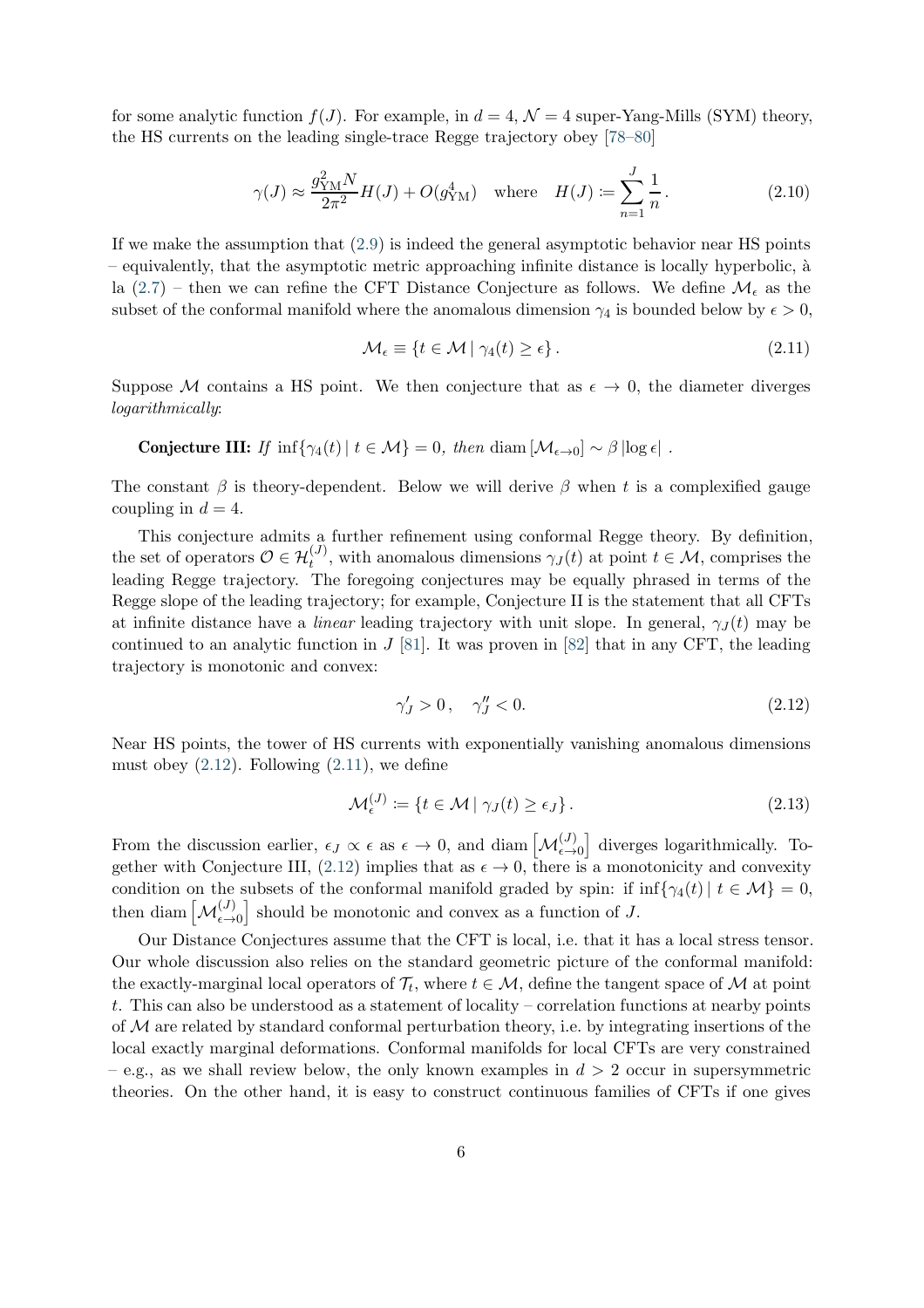for some analytic function $f(J)$. For example, in $d = 4$, $\mathcal{N} = 4$ super-Yang-Mills (SYM) theory, the HS currents on the leading single-trace Regge trajectory obey [78–80]

$$\gamma(J) \approx \frac{g_{\rm YM}^2 N}{2\pi^2} H(J) + O(g_{\rm YM}^4) \quad \text{where} \quad H(J) \coloneqq \sum_{n=1}^{J} \frac{1}{n} \,. \tag{2.10}$$

If we make the assumption that (2.9) is indeed the general asymptotic behavior near HS points – equivalently, that the asymptotic metric approaching infinite distance is locally hyperbolic, à la (2.7) – then we can refine the CFT Distance Conjecture as follows. We define $\mathcal{M}_\epsilon$ as the subset of the conformal manifold where the anomalous dimension $\gamma_4$ is bounded below by $\epsilon > 0$,

$$\mathcal{M}_\epsilon \equiv \{t \in \mathcal{M} \mid \gamma_4(t) \geq \epsilon\} \,. \tag{2.11}$$

Suppose $\mathcal{M}$ contains a HS point. We then conjecture that as $\epsilon \to 0$, the diameter diverges *logarithmically*:

**Conjecture III:** *If* $\inf\{\gamma_4(t) \mid t \in \mathcal{M}\} = 0$*, then* $\operatorname{diam}[\mathcal{M}_{\epsilon\to 0}] \sim \beta \left|\log \epsilon\right|$ .

The constant $\beta$ is theory-dependent. Below we will derive $\beta$ when $t$ is a complexified gauge coupling in $d = 4$.

This conjecture admits a further refinement using conformal Regge theory. By definition, the set of operators $\mathcal{O} \in \mathcal{H}_t^{(J)}$, with anomalous dimensions $\gamma_J(t)$ at point $t \in \mathcal{M}$, comprises the leading Regge trajectory. The foregoing conjectures may be equally phrased in terms of the Regge slope of the leading trajectory; for example, Conjecture II is the statement that all CFTs at infinite distance have a *linear* leading trajectory with unit slope. In general, $\gamma_J(t)$ may be continued to an analytic function in $J$ [81]. It was proven in [82] that in any CFT, the leading trajectory is monotonic and convex:

$$\gamma_J' > 0 \,, \quad \gamma_J'' < 0. \tag{2.12}$$

Near HS points, the tower of HS currents with exponentially vanishing anomalous dimensions must obey (2.12). Following (2.11), we define

$$\mathcal{M}_\epsilon^{(J)} \coloneqq \{t \in \mathcal{M} \mid \gamma_J(t) \geq \epsilon_J\} \,. \tag{2.13}$$

From the discussion earlier, $\epsilon_J \propto \epsilon$ as $\epsilon \to 0$, and $\operatorname{diam}\left[\mathcal{M}_{\epsilon\to 0}^{(J)}\right]$ diverges logarithmically. Together with Conjecture III, (2.12) implies that as $\epsilon \to 0$, there is a monotonicity and convexity condition on the subsets of the conformal manifold graded by spin: if $\inf\{\gamma_4(t) \mid t \in \mathcal{M}\} = 0$, then $\operatorname{diam}\left[\mathcal{M}_{\epsilon\to 0}^{(J)}\right]$ should be monotonic and convex as a function of $J$.

Our Distance Conjectures assume that the CFT is local, i.e. that it has a local stress tensor. Our whole discussion also relies on the standard geometric picture of the conformal manifold: the exactly-marginal local operators of $\mathcal{T}_t$, where $t \in \mathcal{M}$, define the tangent space of $\mathcal{M}$ at point $t$. This can also be understood as a statement of locality – correlation functions at nearby points of $\mathcal{M}$ are related by standard conformal perturbation theory, i.e. by integrating insertions of the local exactly marginal deformations. Conformal manifolds for local CFTs are very constrained – e.g., as we shall review below, the only known examples in $d > 2$ occur in supersymmetric theories. On the other hand, it is easy to construct continuous families of CFTs if one gives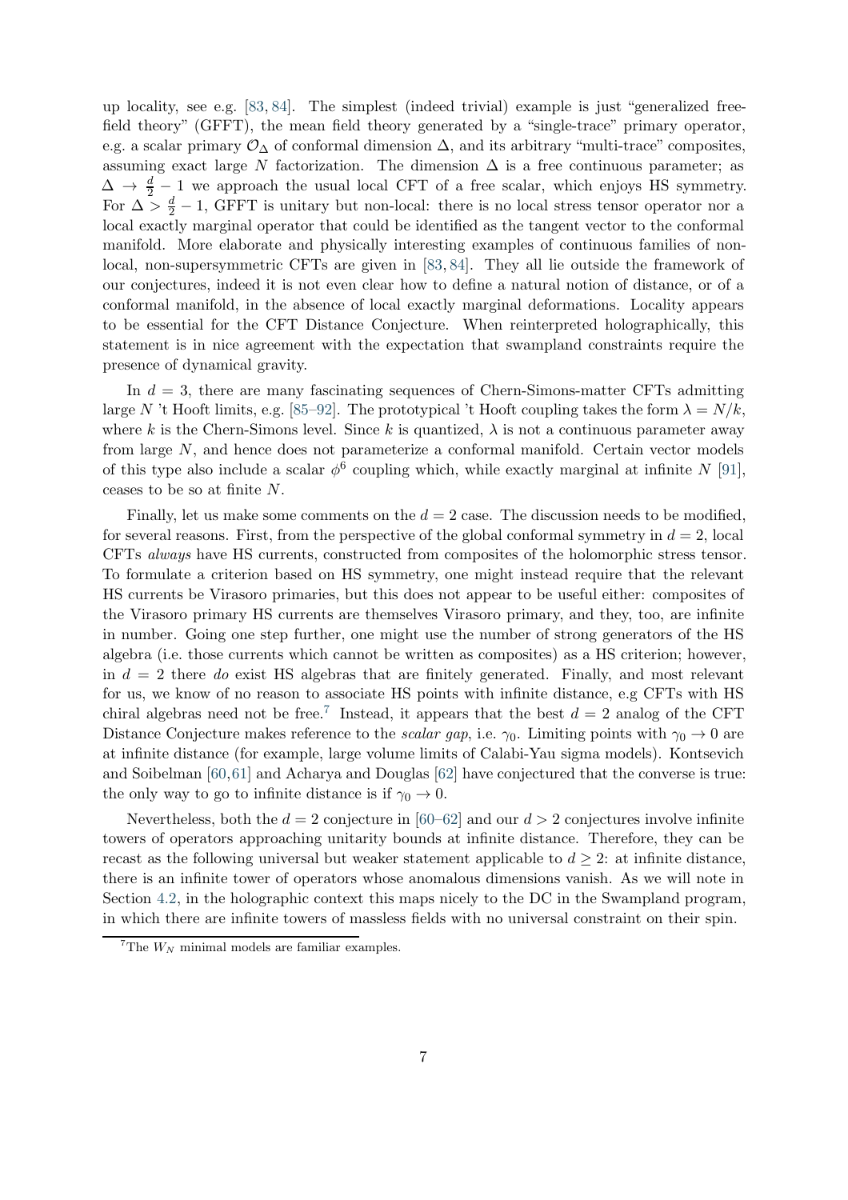up locality, see e.g. [83, 84]. The simplest (indeed trivial) example is just "generalized free-field theory" (GFFT), the mean field theory generated by a "single-trace" primary operator, e.g. a scalar primary $\mathcal{O}_\Delta$ of conformal dimension $\Delta$, and its arbitrary "multi-trace" composites, assuming exact large $N$ factorization. The dimension $\Delta$ is a free continuous parameter; as $\Delta \to \frac{d}{2} - 1$ we approach the usual local CFT of a free scalar, which enjoys HS symmetry. For $\Delta > \frac{d}{2} - 1$, GFFT is unitary but non-local: there is no local stress tensor operator nor a local exactly marginal operator that could be identified as the tangent vector to the conformal manifold. More elaborate and physically interesting examples of continuous families of non-local, non-supersymmetric CFTs are given in [83, 84]. They all lie outside the framework of our conjectures, indeed it is not even clear how to define a natural notion of distance, or of a conformal manifold, in the absence of local exactly marginal deformations. Locality appears to be essential for the CFT Distance Conjecture. When reinterpreted holographically, this statement is in nice agreement with the expectation that swampland constraints require the presence of dynamical gravity.

In $d = 3$, there are many fascinating sequences of Chern-Simons-matter CFTs admitting large $N$ 't Hooft limits, e.g. [85–92]. The prototypical 't Hooft coupling takes the form $\lambda = N/k$, where $k$ is the Chern-Simons level. Since $k$ is quantized, $\lambda$ is not a continuous parameter away from large $N$, and hence does not parameterize a conformal manifold. Certain vector models of this type also include a scalar $\phi^6$ coupling which, while exactly marginal at infinite $N$ [91], ceases to be so at finite $N$.

Finally, let us make some comments on the $d = 2$ case. The discussion needs to be modified, for several reasons. First, from the perspective of the global conformal symmetry in $d = 2$, local CFTs *always* have HS currents, constructed from composites of the holomorphic stress tensor. To formulate a criterion based on HS symmetry, one might instead require that the relevant HS currents be Virasoro primaries, but this does not appear to be useful either: composites of the Virasoro primary HS currents are themselves Virasoro primary, and they, too, are infinite in number. Going one step further, one might use the number of strong generators of the HS algebra (i.e. those currents which cannot be written as composites) as a HS criterion; however, in $d = 2$ there *do* exist HS algebras that are finitely generated. Finally, and most relevant for us, we know of no reason to associate HS points with infinite distance, e.g CFTs with HS chiral algebras need not be free.[7] Instead, it appears that the best $d = 2$ analog of the CFT Distance Conjecture makes reference to the *scalar gap*, i.e. $\gamma_0$. Limiting points with $\gamma_0 \to 0$ are at infinite distance (for example, large volume limits of Calabi-Yau sigma models). Kontsevich and Soibelman [60, 61] and Acharya and Douglas [62] have conjectured that the converse is true: the only way to go to infinite distance is if $\gamma_0 \to 0$.

Nevertheless, both the $d = 2$ conjecture in [60–62] and our $d > 2$ conjectures involve infinite towers of operators approaching unitarity bounds at infinite distance. Therefore, they can be recast as the following universal but weaker statement applicable to $d \geq 2$: at infinite distance, there is an infinite tower of operators whose anomalous dimensions vanish. As we will note in Section 4.2, in the holographic context this maps nicely to the DC in the Swampland program, in which there are infinite towers of massless fields with no universal constraint on their spin.

[7] The $W_N$ minimal models are familiar examples.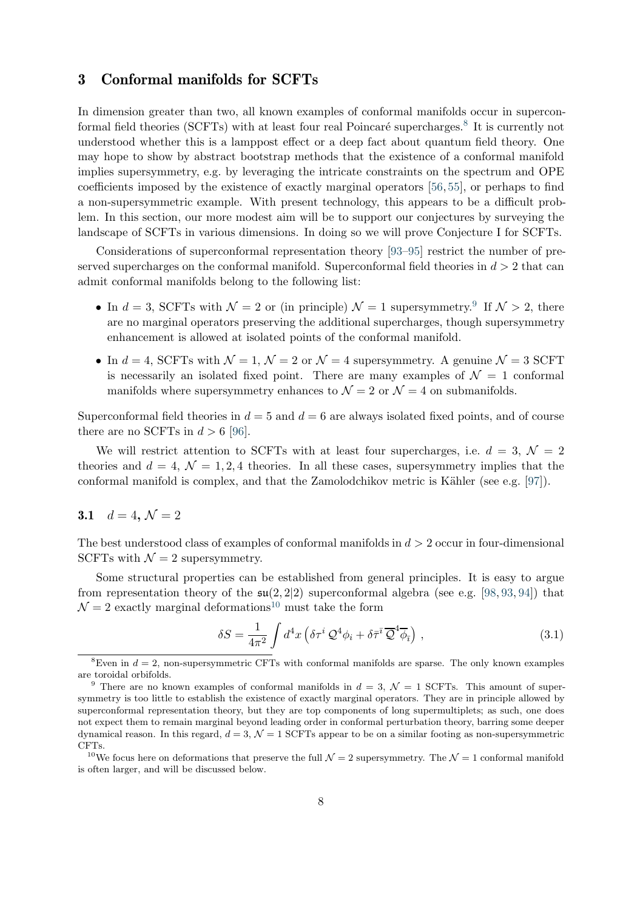## 3 Conformal manifolds for SCFTs

In dimension greater than two, all known examples of conformal manifolds occur in superconformal field theories (SCFTs) with at least four real Poincaré supercharges.[8] It is currently not understood whether this is a lamppost effect or a deep fact about quantum field theory. One may hope to show by abstract bootstrap methods that the existence of a conformal manifold implies supersymmetry, e.g. by leveraging the intricate constraints on the spectrum and OPE coefficients imposed by the existence of exactly marginal operators [56, 55], or perhaps to find a non-supersymmetric example. With present technology, this appears to be a difficult problem. In this section, our more modest aim will be to support our conjectures by surveying the landscape of SCFTs in various dimensions. In doing so we will prove Conjecture I for SCFTs.

Considerations of superconformal representation theory [93–95] restrict the number of preserved supercharges on the conformal manifold. Superconformal field theories in $d > 2$ that can admit conformal manifolds belong to the following list:

- In $d = 3$, SCFTs with $\mathcal{N} = 2$ or (in principle) $\mathcal{N} = 1$ supersymmetry.[9] If $\mathcal{N} > 2$, there are no marginal operators preserving the additional supercharges, though supersymmetry enhancement is allowed at isolated points of the conformal manifold.
- In $d = 4$, SCFTs with $\mathcal{N} = 1$, $\mathcal{N} = 2$ or $\mathcal{N} = 4$ supersymmetry. A genuine $\mathcal{N} = 3$ SCFT is necessarily an isolated fixed point. There are many examples of $\mathcal{N} = 1$ conformal manifolds where supersymmetry enhances to $\mathcal{N} = 2$ or $\mathcal{N} = 4$ on submanifolds.

Superconformal field theories in $d = 5$ and $d = 6$ are always isolated fixed points, and of course there are no SCFTs in $d > 6$ [96].

We will restrict attention to SCFTs with at least four supercharges, i.e. $d = 3$, $\mathcal{N} = 2$ theories and $d = 4$, $\mathcal{N} = 1, 2, 4$ theories. In all these cases, supersymmetry implies that the conformal manifold is complex, and that the Zamolodchikov metric is Kähler (see e.g. [97]).

### 3.1 $d = 4$, $\mathcal{N} = 2$

The best understood class of examples of conformal manifolds in $d > 2$ occur in four-dimensional SCFTs with $\mathcal{N} = 2$ supersymmetry.

Some structural properties can be established from general principles. It is easy to argue from representation theory of the $\mathfrak{su}(2, 2|2)$ superconformal algebra (see e.g. [98, 93, 94]) that $\mathcal{N} = 2$ exactly marginal deformations[10] must take the form

$$\delta S = \frac{1}{4\pi^2} \int d^4x \left( \delta\tau^i \, \mathcal{Q}^4 \phi_i + \delta\bar{\tau}^{\bar{i}} \, \overline{\mathcal{Q}}^4 \overline{\phi}_{\bar{i}} \right) , \tag{3.1}$$

---

[8] Even in $d = 2$, non-supersymmetric CFTs with conformal manifolds are sparse. The only known examples are toroidal orbifolds.

[9] There are no known examples of conformal manifolds in $d = 3$, $\mathcal{N} = 1$ SCFTs. This amount of supersymmetry is too little to establish the existence of exactly marginal operators. They are in principle allowed by superconformal representation theory, but they are top components of long supermultiplets; as such, one does not expect them to remain marginal beyond leading order in conformal perturbation theory, barring some deeper dynamical reason. In this regard, $d = 3$, $\mathcal{N} = 1$ SCFTs appear to be on a similar footing as non-supersymmetric CFTs.

[10] We focus here on deformations that preserve the full $\mathcal{N} = 2$ supersymmetry. The $\mathcal{N} = 1$ conformal manifold is often larger, and will be discussed below.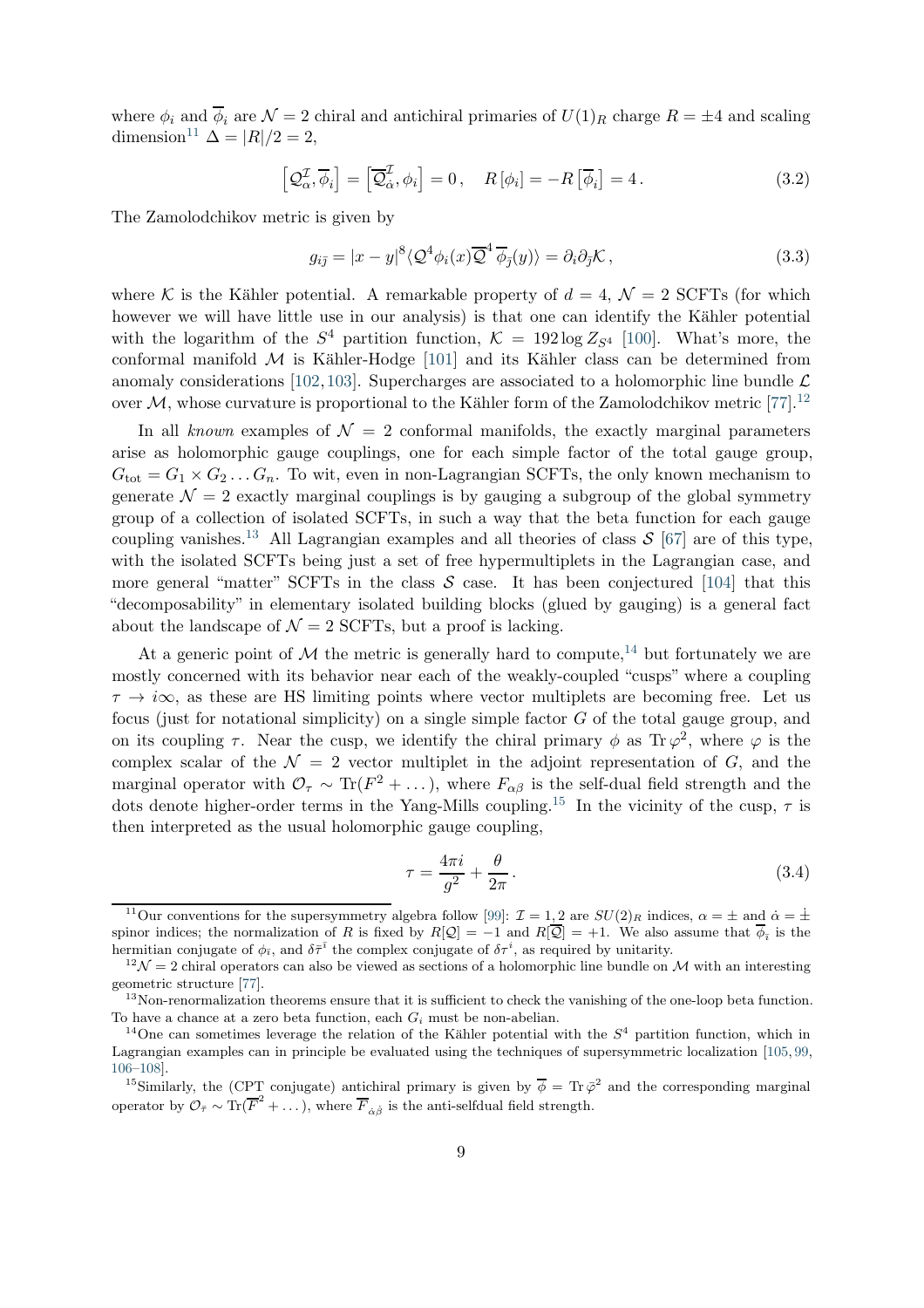where $\phi_i$ and $\overline{\phi}_i$ are $\mathcal{N}=2$ chiral and antichiral primaries of $U(1)_R$ charge $R=\pm 4$ and scaling dimension[11] $\Delta = |R|/2 = 2$,

$$\left[\mathcal{Q}^{\mathcal{I}}_{\alpha}, \overline{\phi}_i\right] = \left[\overline{\mathcal{Q}}^{\mathcal{I}}_{\dot{\alpha}}, \phi_i\right] = 0\,, \quad R\left[\phi_i\right] = -R\left[\overline{\phi}_i\right] = 4\,. \tag{3.2}$$

The Zamolodchikov metric is given by

$$g_{i\bar{\jmath}} = |x-y|^8 \langle \mathcal{Q}^4 \phi_i(x) \overline{\mathcal{Q}}^4 \overline{\phi}_{\bar{\jmath}}(y)\rangle = \partial_i \partial_{\bar{\jmath}} \mathcal{K}\,, \tag{3.3}$$

where $\mathcal{K}$ is the Kähler potential. A remarkable property of $d=4$, $\mathcal{N}=2$ SCFTs (for which however we will have little use in our analysis) is that one can identify the Kähler potential with the logarithm of the $S^4$ partition function, $\mathcal{K} = 192 \log Z_{S^4}$ [100]. What's more, the conformal manifold $\mathcal{M}$ is Kähler-Hodge [101] and its Kähler class can be determined from anomaly considerations [102, 103]. Supercharges are associated to a holomorphic line bundle $\mathcal{L}$ over $\mathcal{M}$, whose curvature is proportional to the Kähler form of the Zamolodchikov metric [77].[12]

In all *known* examples of $\mathcal{N}=2$ conformal manifolds, the exactly marginal parameters arise as holomorphic gauge couplings, one for each simple factor of the total gauge group, $G_{\text{tot}} = G_1 \times G_2 \dots G_n$. To wit, even in non-Lagrangian SCFTs, the only known mechanism to generate $\mathcal{N}=2$ exactly marginal couplings is by gauging a subgroup of the global symmetry group of a collection of isolated SCFTs, in such a way that the beta function for each gauge coupling vanishes.[13] All Lagrangian examples and all theories of class $\mathcal{S}$ [67] are of this type, with the isolated SCFTs being just a set of free hypermultiplets in the Lagrangian case, and more general "matter" SCFTs in the class $\mathcal{S}$ case. It has been conjectured [104] that this "decomposability" in elementary isolated building blocks (glued by gauging) is a general fact about the landscape of $\mathcal{N}=2$ SCFTs, but a proof is lacking.

At a generic point of $\mathcal{M}$ the metric is generally hard to compute,[14] but fortunately we are mostly concerned with its behavior near each of the weakly-coupled "cusps" where a coupling $\tau \to i\infty$, as these are HS limiting points where vector multiplets are becoming free. Let us focus (just for notational simplicity) on a single simple factor $G$ of the total gauge group, and on its coupling $\tau$. Near the cusp, we identify the chiral primary $\phi$ as $\operatorname{Tr}\varphi^2$, where $\varphi$ is the complex scalar of the $\mathcal{N}=2$ vector multiplet in the adjoint representation of $G$, and the marginal operator with $\mathcal{O}_\tau \sim \operatorname{Tr}(F^2 + \dots)$, where $F_{\alpha\beta}$ is the self-dual field strength and the dots denote higher-order terms in the Yang-Mills coupling.[15] In the vicinity of the cusp, $\tau$ is then interpreted as the usual holomorphic gauge coupling,

$$\tau = \frac{4\pi i}{g^2} + \frac{\theta}{2\pi}\,. \tag{3.4}$$

---

[11] Our conventions for the supersymmetry algebra follow [99]: $\mathcal{I}=1,2$ are $SU(2)_R$ indices, $\alpha = \pm$ and $\dot{\alpha} = \dot{\pm}$ spinor indices; the normalization of $R$ is fixed by $R[\mathcal{Q}] = -1$ and $R[\overline{\mathcal{Q}}] = +1$. We also assume that $\overline{\phi}_{\bar{\imath}}$ is the hermitian conjugate of $\phi_i$, and $\delta\bar{\tau}^{\bar{\imath}}$ the complex conjugate of $\delta\tau^i$, as required by unitarity.

[12] $\mathcal{N}=2$ chiral operators can also be viewed as sections of a holomorphic line bundle on $\mathcal{M}$ with an interesting geometric structure [77].

[13] Non-renormalization theorems ensure that it is sufficient to check the vanishing of the one-loop beta function. To have a chance at a zero beta function, each $G_i$ must be non-abelian.

[14] One can sometimes leverage the relation of the Kähler potential with the $S^4$ partition function, which in Lagrangian examples can in principle be evaluated using the techniques of supersymmetric localization [105, 99, 106–108].

[15] Similarly, the (CPT conjugate) antichiral primary is given by $\overline{\phi} = \operatorname{Tr}\bar{\varphi}^2$ and the corresponding marginal operator by $\mathcal{O}_{\bar{\tau}} \sim \operatorname{Tr}(\overline{F}^2 + \dots)$, where $\overline{F}_{\dot{\alpha}\dot{\beta}}$ is the anti-selfdual field strength.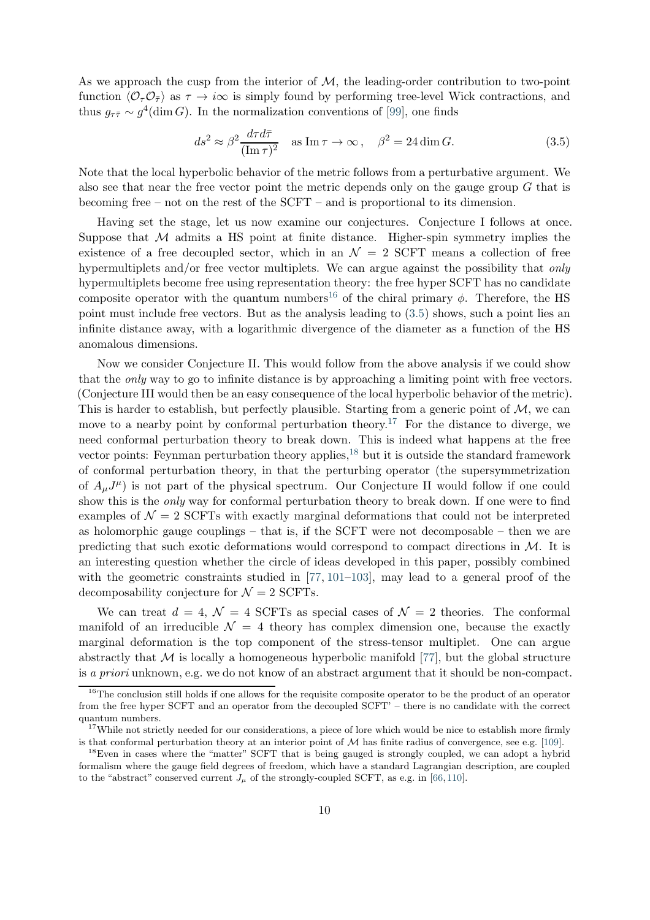As we approach the cusp from the interior of $\mathcal{M}$, the leading-order contribution to two-point function $\langle \mathcal{O}_\tau \mathcal{O}_{\bar\tau} \rangle$ as $\tau \to i\infty$ is simply found by performing tree-level Wick contractions, and thus $g_{\tau\bar\tau} \sim g^4(\dim G)$. In the normalization conventions of [99], one finds

$$ds^2 \approx \beta^2 \frac{d\tau d\bar\tau}{(\operatorname{Im}\tau)^2} \quad \text{as } \operatorname{Im}\tau \to \infty\,, \quad \beta^2 = 24 \dim G. \tag{3.5}$$

Note that the local hyperbolic behavior of the metric follows from a perturbative argument. We also see that near the free vector point the metric depends only on the gauge group $G$ that is becoming free – not on the rest of the SCFT – and is proportional to its dimension.

Having set the stage, let us now examine our conjectures. Conjecture I follows at once. Suppose that $\mathcal{M}$ admits a HS point at finite distance. Higher-spin symmetry implies the existence of a free decoupled sector, which in an $\mathcal{N} = 2$ SCFT means a collection of free hypermultiplets and/or free vector multiplets. We can argue against the possibility that *only* hypermultiplets become free using representation theory: the free hyper SCFT has no candidate composite operator with the quantum numbers[16] of the chiral primary $\phi$. Therefore, the HS point must include free vectors. But as the analysis leading to (3.5) shows, such a point lies an infinite distance away, with a logarithmic divergence of the diameter as a function of the HS anomalous dimensions.

Now we consider Conjecture II. This would follow from the above analysis if we could show that the *only* way to go to infinite distance is by approaching a limiting point with free vectors. (Conjecture III would then be an easy consequence of the local hyperbolic behavior of the metric). This is harder to establish, but perfectly plausible. Starting from a generic point of $\mathcal{M}$, we can move to a nearby point by conformal perturbation theory.[17] For the distance to diverge, we need conformal perturbation theory to break down. This is indeed what happens at the free vector points: Feynman perturbation theory applies,[18] but it is outside the standard framework of conformal perturbation theory, in that the perturbing operator (the supersymmetrization of $A_\mu J^\mu$) is not part of the physical spectrum. Our Conjecture II would follow if one could show this is the *only* way for conformal perturbation theory to break down. If one were to find examples of $\mathcal{N} = 2$ SCFTs with exactly marginal deformations that could not be interpreted as holomorphic gauge couplings – that is, if the SCFT were not decomposable – then we are predicting that such exotic deformations would correspond to compact directions in $\mathcal{M}$. It is an interesting question whether the circle of ideas developed in this paper, possibly combined with the geometric constraints studied in [77, 101–103], may lead to a general proof of the decomposability conjecture for $\mathcal{N} = 2$ SCFTs.

We can treat $d = 4$, $\mathcal{N} = 4$ SCFTs as special cases of $\mathcal{N} = 2$ theories. The conformal manifold of an irreducible $\mathcal{N} = 4$ theory has complex dimension one, because the exactly marginal deformation is the top component of the stress-tensor multiplet. One can argue abstractly that $\mathcal{M}$ is locally a homogeneous hyperbolic manifold [77], but the global structure is *a priori* unknown, e.g. we do not know of an abstract argument that it should be non-compact.

[16] The conclusion still holds if one allows for the requisite composite operator to be the product of an operator from the free hyper SCFT and an operator from the decoupled SCFT' – there is no candidate with the correct quantum numbers.

[17] While not strictly needed for our considerations, a piece of lore which would be nice to establish more firmly is that conformal perturbation theory at an interior point of $\mathcal{M}$ has finite radius of convergence, see e.g. [109].

[18] Even in cases where the "matter" SCFT that is being gauged is strongly coupled, we can adopt a hybrid formalism where the gauge field degrees of freedom, which have a standard Lagrangian description, are coupled to the "abstract" conserved current $J_\mu$ of the strongly-coupled SCFT, as e.g. in [66, 110].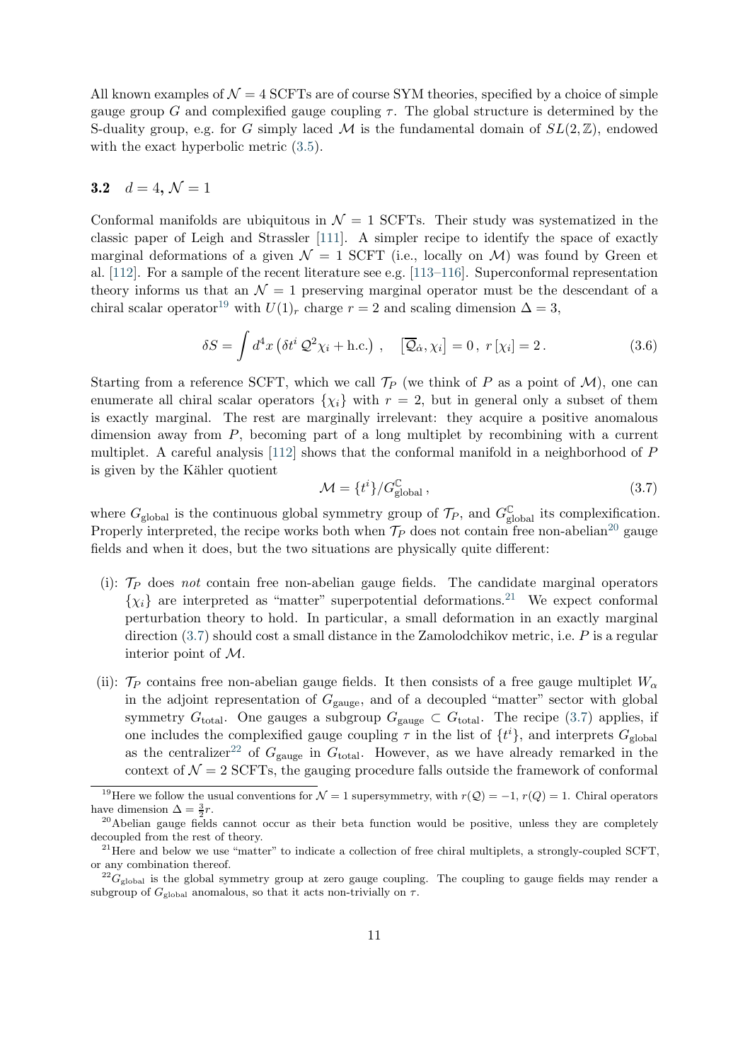All known examples of $\mathcal{N}=4$ SCFTs are of course SYM theories, specified by a choice of simple gauge group $G$ and complexified gauge coupling $\tau$. The global structure is determined by the S-duality group, e.g. for $G$ simply laced $\mathcal{M}$ is the fundamental domain of $SL(2,\mathbb{Z})$, endowed with the exact hyperbolic metric (3.5).

### 3.2 $d=4$, $\mathcal{N}=1$

Conformal manifolds are ubiquitous in $\mathcal{N}=1$ SCFTs. Their study was systematized in the classic paper of Leigh and Strassler [111]. A simpler recipe to identify the space of exactly marginal deformations of a given $\mathcal{N}=1$ SCFT (i.e., locally on $\mathcal{M}$) was found by Green et al. [112]. For a sample of the recent literature see e.g. [113–116]. Superconformal representation theory informs us that an $\mathcal{N}=1$ preserving marginal operator must be the descendant of a chiral scalar operator[19] with $U(1)_r$ charge $r=2$ and scaling dimension $\Delta=3$,

$$\delta S = \int d^4x \left(\delta t^i\, \mathcal{Q}^2 \chi_i + \text{h.c.}\right) \,, \quad \left[\overline{\mathcal{Q}}_{\dot\alpha}, \chi_i\right] = 0 \,,\; r\left[\chi_i\right] = 2 \,. \tag{3.6}$$

Starting from a reference SCFT, which we call $\mathcal{T}_P$ (we think of $P$ as a point of $\mathcal{M}$), one can enumerate all chiral scalar operators $\{\chi_i\}$ with $r=2$, but in general only a subset of them is exactly marginal. The rest are marginally irrelevant: they acquire a positive anomalous dimension away from $P$, becoming part of a long multiplet by recombining with a current multiplet. A careful analysis [112] shows that the conformal manifold in a neighborhood of $P$ is given by the Kähler quotient

$$\mathcal{M} = \{t^i\}/G_{\text{global}}^{\mathbb{C}} \,, \tag{3.7}$$

where $G_{\text{global}}$ is the continuous global symmetry group of $\mathcal{T}_P$, and $G_{\text{global}}^{\mathbb{C}}$ its complexification. Properly interpreted, the recipe works both when $\mathcal{T}_P$ does not contain free non-abelian[20] gauge fields and when it does, but the two situations are physically quite different:

- (i): $\mathcal{T}_P$ does *not* contain free non-abelian gauge fields. The candidate marginal operators $\{\chi_i\}$ are interpreted as "matter" superpotential deformations.[21] We expect conformal perturbation theory to hold. In particular, a small deformation in an exactly marginal direction (3.7) should cost a small distance in the Zamolodchikov metric, i.e. $P$ is a regular interior point of $\mathcal{M}$.

- (ii): $\mathcal{T}_P$ contains free non-abelian gauge fields. It then consists of a free gauge multiplet $W_\alpha$ in the adjoint representation of $G_{\text{gauge}}$, and of a decoupled "matter" sector with global symmetry $G_{\text{total}}$. One gauges a subgroup $G_{\text{gauge}} \subset G_{\text{total}}$. The recipe (3.7) applies, if one includes the complexified gauge coupling $\tau$ in the list of $\{t^i\}$, and interprets $G_{\text{global}}$ as the centralizer[22] of $G_{\text{gauge}}$ in $G_{\text{total}}$. However, as we have already remarked in the context of $\mathcal{N}=2$ SCFTs, the gauging procedure falls outside the framework of conformal

---

[19] Here we follow the usual conventions for $\mathcal{N}=1$ supersymmetry, with $r(\mathcal{Q})=-1$, $r(Q)=1$. Chiral operators have dimension $\Delta = \frac{3}{2}r$.

[20] Abelian gauge fields cannot occur as their beta function would be positive, unless they are completely decoupled from the rest of theory.

[21] Here and below we use "matter" to indicate a collection of free chiral multiplets, a strongly-coupled SCFT, or any combination thereof.

[22] $G_{\text{global}}$ is the global symmetry group at zero gauge coupling. The coupling to gauge fields may render a subgroup of $G_{\text{global}}$ anomalous, so that it acts non-trivially on $\tau$.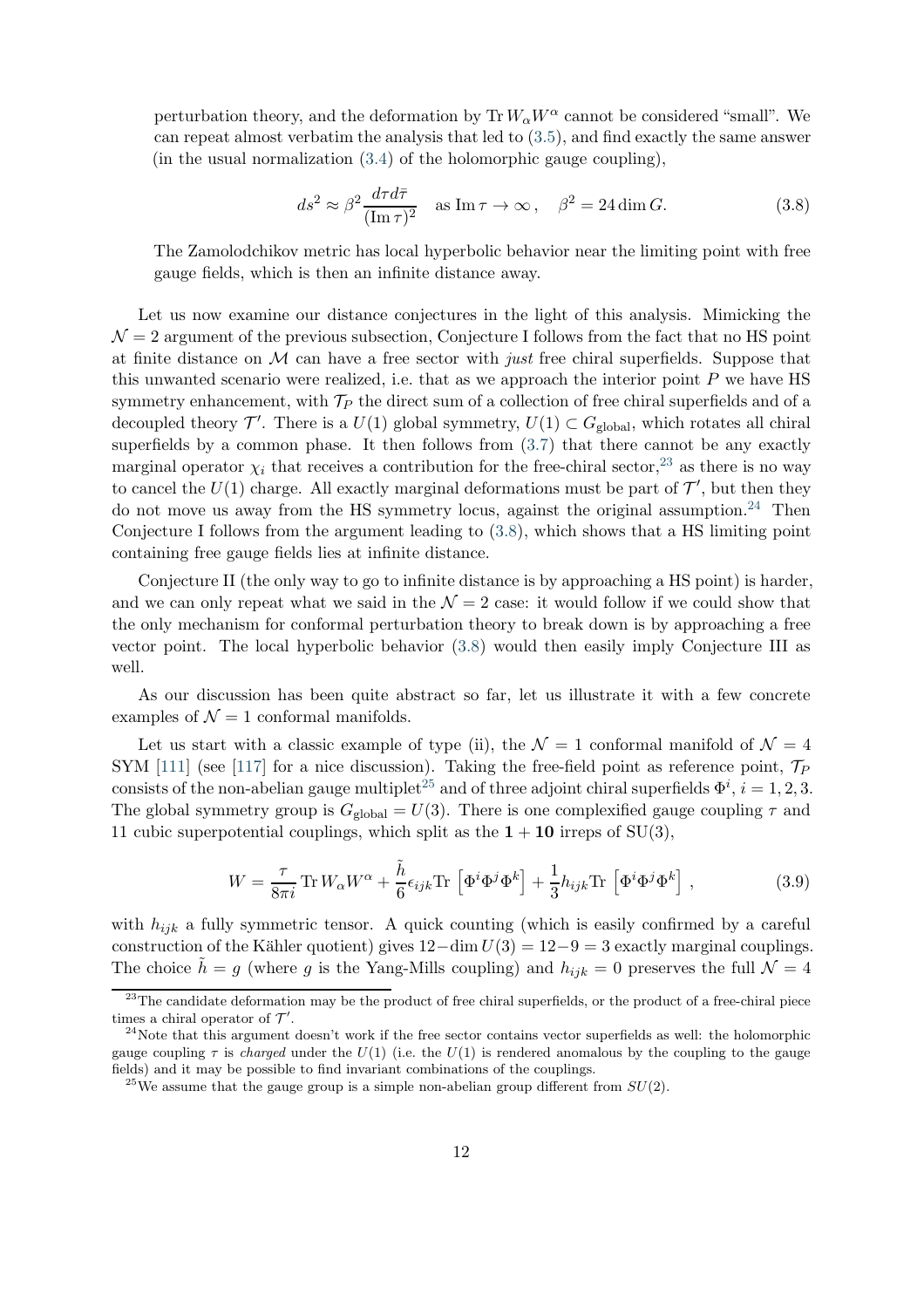perturbation theory, and the deformation by $\operatorname{Tr} W_\alpha W^\alpha$ cannot be considered "small". We can repeat almost verbatim the analysis that led to (3.5), and find exactly the same answer (in the usual normalization (3.4) of the holomorphic gauge coupling),

$$ds^2 \approx \beta^2 \frac{d\tau d\bar{\tau}}{(\operatorname{Im}\tau)^2} \quad \text{as } \operatorname{Im}\tau \to \infty\,, \quad \beta^2 = 24 \dim G. \tag{3.8}$$

The Zamolodchikov metric has local hyperbolic behavior near the limiting point with free gauge fields, which is then an infinite distance away.

Let us now examine our distance conjectures in the light of this analysis. Mimicking the $\mathcal{N}=2$ argument of the previous subsection, Conjecture I follows from the fact that no HS point at finite distance on $\mathcal{M}$ can have a free sector with *just* free chiral superfields. Suppose that this unwanted scenario were realized, i.e. that as we approach the interior point $P$ we have HS symmetry enhancement, with $\mathcal{T}_P$ the direct sum of a collection of free chiral superfields and of a decoupled theory $\mathcal{T}'$. There is a $U(1)$ global symmetry, $U(1) \subset G_{\text{global}}$, which rotates all chiral superfields by a common phase. It then follows from (3.7) that there cannot be any exactly marginal operator $\chi_i$ that receives a contribution for the free-chiral sector,[23] as there is no way to cancel the $U(1)$ charge. All exactly marginal deformations must be part of $\mathcal{T}'$, but then they do not move us away from the HS symmetry locus, against the original assumption.[24] Then Conjecture I follows from the argument leading to (3.8), which shows that a HS limiting point containing free gauge fields lies at infinite distance.

Conjecture II (the only way to go to infinite distance is by approaching a HS point) is harder, and we can only repeat what we said in the $\mathcal{N}=2$ case: it would follow if we could show that the only mechanism for conformal perturbation theory to break down is by approaching a free vector point. The local hyperbolic behavior (3.8) would then easily imply Conjecture III as well.

As our discussion has been quite abstract so far, let us illustrate it with a few concrete examples of $\mathcal{N}=1$ conformal manifolds.

Let us start with a classic example of type (ii), the $\mathcal{N}=1$ conformal manifold of $\mathcal{N}=4$ SYM [111] (see [117] for a nice discussion). Taking the free-field point as reference point, $\mathcal{T}_P$ consists of the non-abelian gauge multiplet[25] and of three adjoint chiral superfields $\Phi^i$, $i=1,2,3$. The global symmetry group is $G_{\text{global}} = U(3)$. There is one complexified gauge coupling $\tau$ and 11 cubic superpotential couplings, which split as the $\mathbf{1}+\mathbf{10}$ irreps of SU(3),

$$W = \frac{\tau}{8\pi i} \operatorname{Tr} W_\alpha W^\alpha + \frac{\tilde{h}}{6} \epsilon_{ijk} \operatorname{Tr}\left[\Phi^i \Phi^j \Phi^k\right] + \frac{1}{3} h_{ijk} \operatorname{Tr}\left[\Phi^i \Phi^j \Phi^k\right], \tag{3.9}$$

with $h_{ijk}$ a fully symmetric tensor. A quick counting (which is easily confirmed by a careful construction of the Kähler quotient) gives $12 - \dim U(3) = 12 - 9 = 3$ exactly marginal couplings. The choice $\tilde{h} = g$ (where $g$ is the Yang-Mills coupling) and $h_{ijk} = 0$ preserves the full $\mathcal{N}=4$

---

[23] The candidate deformation may be the product of free chiral superfields, or the product of a free-chiral piece times a chiral operator of $\mathcal{T}'$.

[24] Note that this argument doesn't work if the free sector contains vector superfields as well: the holomorphic gauge coupling $\tau$ is *charged* under the $U(1)$ (i.e. the $U(1)$ is rendered anomalous by the coupling to the gauge fields) and it may be possible to find invariant combinations of the couplings.

[25] We assume that the gauge group is a simple non-abelian group different from $SU(2)$.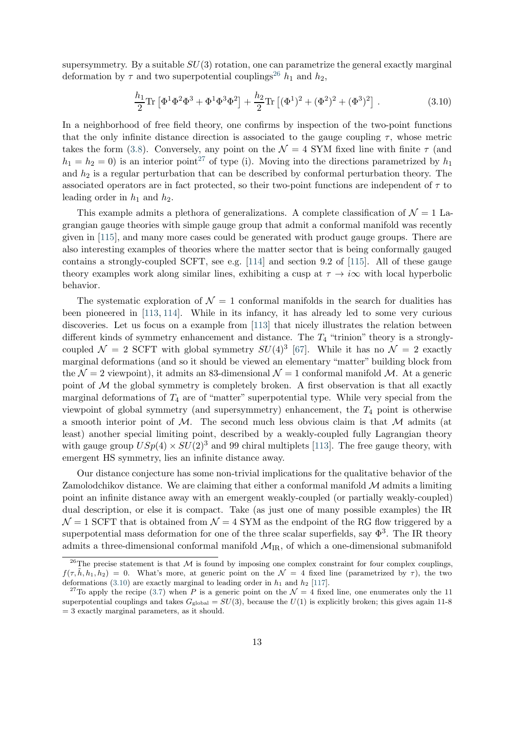supersymmetry. By a suitable $SU(3)$ rotation, one can parametrize the general exactly marginal deformation by $\tau$ and two superpotential couplings[26] $h_1$ and $h_2$,

$$\frac{h_1}{2}\mathrm{Tr}\left[\Phi^1\Phi^2\Phi^3 + \Phi^1\Phi^3\Phi^2\right] + \frac{h_2}{2}\mathrm{Tr}\left[(\Phi^1)^2 + (\Phi^2)^2 + (\Phi^3)^2\right] . \tag{3.10}$$

In a neighborhood of free field theory, one confirms by inspection of the two-point functions that the only infinite distance direction is associated to the gauge coupling $\tau$, whose metric takes the form (3.8). Conversely, any point on the $\mathcal{N} = 4$ SYM fixed line with finite $\tau$ (and $h_1 = h_2 = 0$) is an interior point[27] of type (i). Moving into the directions parametrized by $h_1$ and $h_2$ is a regular perturbation that can be described by conformal perturbation theory. The associated operators are in fact protected, so their two-point functions are independent of $\tau$ to leading order in $h_1$ and $h_2$.

This example admits a plethora of generalizations. A complete classification of $\mathcal{N} = 1$ Lagrangian gauge theories with simple gauge group that admit a conformal manifold was recently given in [115], and many more cases could be generated with product gauge groups. There are also interesting examples of theories where the matter sector that is being conformally gauged contains a strongly-coupled SCFT, see e.g. [114] and section 9.2 of [115]. All of these gauge theory examples work along similar lines, exhibiting a cusp at $\tau \to i\infty$ with local hyperbolic behavior.

The systematic exploration of $\mathcal{N} = 1$ conformal manifolds in the search for dualities has been pioneered in [113, 114]. While in its infancy, it has already led to some very curious discoveries. Let us focus on a example from [113] that nicely illustrates the relation between different kinds of symmetry enhancement and distance. The $T_4$ "trinion" theory is a strongly-coupled $\mathcal{N} = 2$ SCFT with global symmetry $SU(4)^3$ [67]. While it has no $\mathcal{N} = 2$ exactly marginal deformations (and so it should be viewed an elementary "matter" building block from the $\mathcal{N} = 2$ viewpoint), it admits an 83-dimensional $\mathcal{N} = 1$ conformal manifold $\mathcal{M}$. At a generic point of $\mathcal{M}$ the global symmetry is completely broken. A first observation is that all exactly marginal deformations of $T_4$ are of "matter" superpotential type. While very special from the viewpoint of global symmetry (and supersymmetry) enhancement, the $T_4$ point is otherwise a smooth interior point of $\mathcal{M}$. The second much less obvious claim is that $\mathcal{M}$ admits (at least) another special limiting point, described by a weakly-coupled fully Lagrangian theory with gauge group $USp(4) \times SU(2)^3$ and 99 chiral multiplets [113]. The free gauge theory, with emergent HS symmetry, lies an infinite distance away.

Our distance conjecture has some non-trivial implications for the qualitative behavior of the Zamolodchikov distance. We are claiming that either a conformal manifold $\mathcal{M}$ admits a limiting point an infinite distance away with an emergent weakly-coupled (or partially weakly-coupled) dual description, or else it is compact. Take (as just one of many possible examples) the IR $\mathcal{N} = 1$ SCFT that is obtained from $\mathcal{N} = 4$ SYM as the endpoint of the RG flow triggered by a superpotential mass deformation for one of the three scalar superfields, say $\Phi^3$. The IR theory admits a three-dimensional conformal manifold $\mathcal{M}_{\rm IR}$, of which a one-dimensional submanifold

[26] The precise statement is that $\mathcal{M}$ is found by imposing one complex constraint for four complex couplings, $f(\tau, \tilde{h}, h_1, h_2) = 0$. What's more, at generic point on the $\mathcal{N} = 4$ fixed line (parametrized by $\tau$), the two deformations (3.10) are exactly marginal to leading order in $h_1$ and $h_2$ [117].

[27] To apply the recipe (3.7) when $P$ is a generic point on the $\mathcal{N} = 4$ fixed line, one enumerates only the 11 superpotential couplings and takes $G_{\rm global} = SU(3)$, because the $U(1)$ is explicitly broken; this gives again 11-8 = 3 exactly marginal parameters, as it should.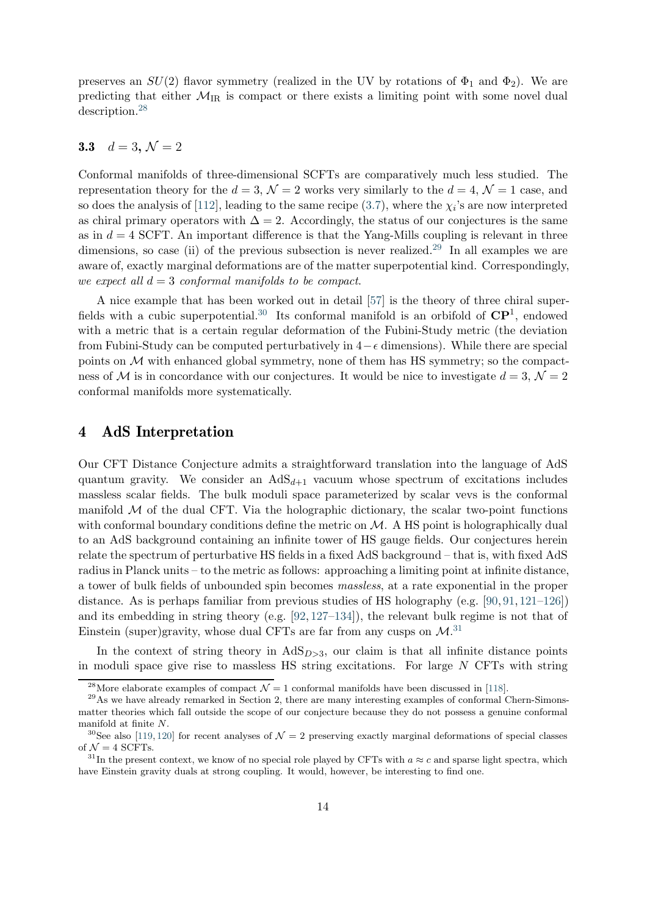preserves an $SU(2)$ flavor symmetry (realized in the UV by rotations of $\Phi_1$ and $\Phi_2$). We are predicting that either $\mathcal{M}_{\rm IR}$ is compact or there exists a limiting point with some novel dual description.[28]

### 3.3 $d = 3$, $\mathcal{N} = 2$

Conformal manifolds of three-dimensional SCFTs are comparatively much less studied. The representation theory for the $d = 3$, $\mathcal{N} = 2$ works very similarly to the $d = 4$, $\mathcal{N} = 1$ case, and so does the analysis of [112], leading to the same recipe (3.7), where the $\chi_i$'s are now interpreted as chiral primary operators with $\Delta = 2$. Accordingly, the status of our conjectures is the same as in $d = 4$ SCFT. An important difference is that the Yang-Mills coupling is relevant in three dimensions, so case (ii) of the previous subsection is never realized.[29] In all examples we are aware of, exactly marginal deformations are of the matter superpotential kind. Correspondingly, *we expect all $d = 3$ conformal manifolds to be compact*.

A nice example that has been worked out in detail [57] is the theory of three chiral superfields with a cubic superpotential.[30] Its conformal manifold is an orbifold of $\mathbf{CP}^1$, endowed with a metric that is a certain regular deformation of the Fubini-Study metric (the deviation from Fubini-Study can be computed perturbatively in $4-\epsilon$ dimensions). While there are special points on $\mathcal{M}$ with enhanced global symmetry, none of them has HS symmetry; so the compactness of $\mathcal{M}$ is in concordance with our conjectures. It would be nice to investigate $d = 3$, $\mathcal{N} = 2$ conformal manifolds more systematically.

## 4 AdS Interpretation

Our CFT Distance Conjecture admits a straightforward translation into the language of AdS quantum gravity. We consider an $\mathrm{AdS}_{d+1}$ vacuum whose spectrum of excitations includes massless scalar fields. The bulk moduli space parameterized by scalar vevs is the conformal manifold $\mathcal{M}$ of the dual CFT. Via the holographic dictionary, the scalar two-point functions with conformal boundary conditions define the metric on $\mathcal{M}$. A HS point is holographically dual to an AdS background containing an infinite tower of HS gauge fields. Our conjectures herein relate the spectrum of perturbative HS fields in a fixed AdS background – that is, with fixed AdS radius in Planck units – to the metric as follows: approaching a limiting point at infinite distance, a tower of bulk fields of unbounded spin becomes *massless*, at a rate exponential in the proper distance. As is perhaps familiar from previous studies of HS holography (e.g. [90, 91, 121–126]) and its embedding in string theory (e.g. [92, 127–134]), the relevant bulk regime is not that of Einstein (super)gravity, whose dual CFTs are far from any cusps on $\mathcal{M}$.[31]

In the context of string theory in $\mathrm{AdS}_{D>3}$, our claim is that all infinite distance points in moduli space give rise to massless HS string excitations. For large $N$ CFTs with string

---

[28] More elaborate examples of compact $\mathcal{N} = 1$ conformal manifolds have been discussed in [118].

[29] As we have already remarked in Section 2, there are many interesting examples of conformal Chern-Simons-matter theories which fall outside the scope of our conjecture because they do not possess a genuine conformal manifold at finite $N$.

[30] See also [119, 120] for recent analyses of $\mathcal{N} = 2$ preserving exactly marginal deformations of special classes of $\mathcal{N} = 4$ SCFTs.

[31] In the present context, we know of no special role played by CFTs with $a \approx c$ and sparse light spectra, which have Einstein gravity duals at strong coupling. It would, however, be interesting to find one.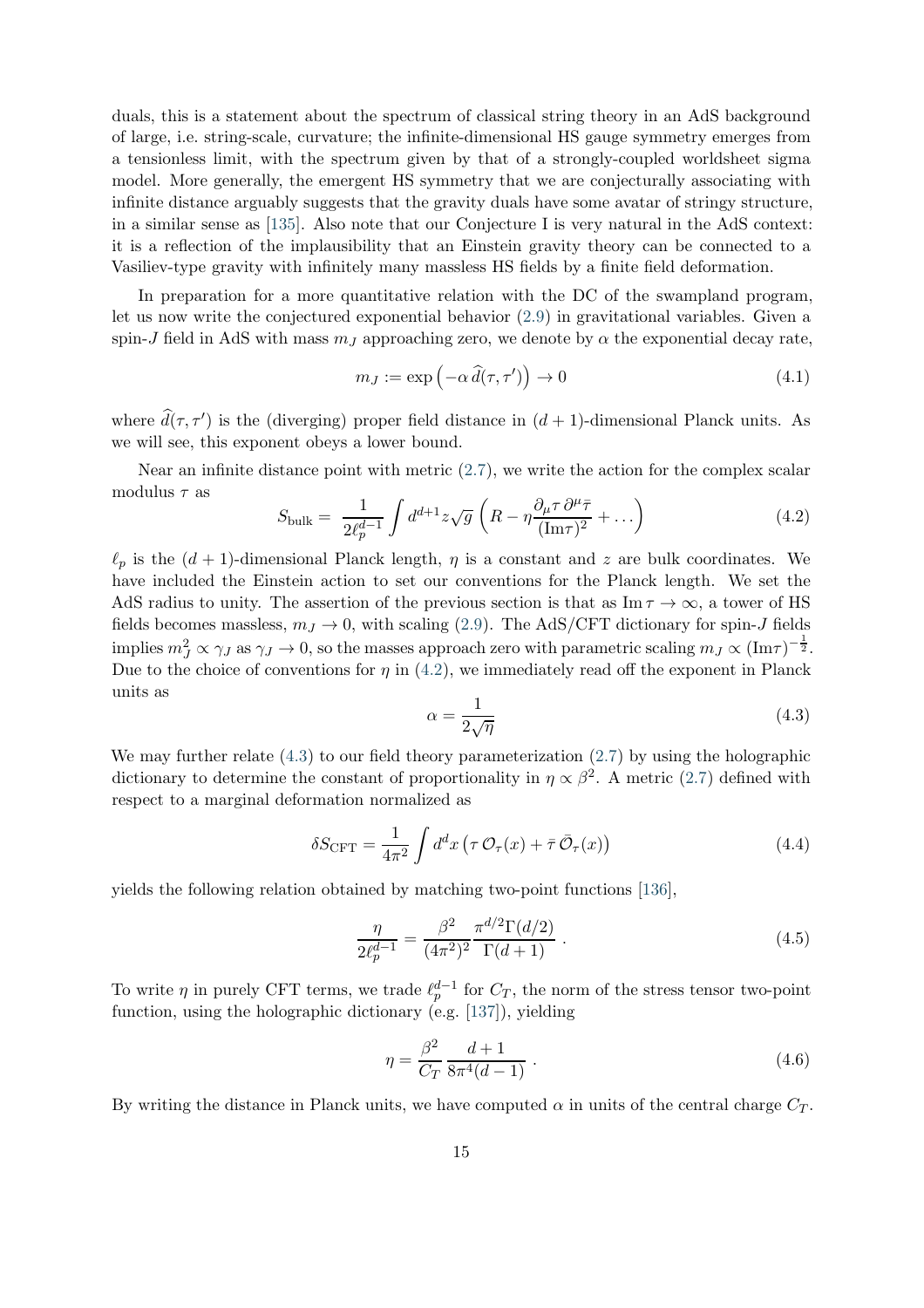duals, this is a statement about the spectrum of classical string theory in an AdS background of large, i.e. string-scale, curvature; the infinite-dimensional HS gauge symmetry emerges from a tensionless limit, with the spectrum given by that of a strongly-coupled worldsheet sigma model. More generally, the emergent HS symmetry that we are conjecturally associating with infinite distance arguably suggests that the gravity duals have some avatar of stringy structure, in a similar sense as [135]. Also note that our Conjecture I is very natural in the AdS context: it is a reflection of the implausibility that an Einstein gravity theory can be connected to a Vasiliev-type gravity with infinitely many massless HS fields by a finite field deformation.

In preparation for a more quantitative relation with the DC of the swampland program, let us now write the conjectured exponential behavior (2.9) in gravitational variables. Given a spin-$J$ field in AdS with mass $m_J$ approaching zero, we denote by $\alpha$ the exponential decay rate,

$$m_J := \exp\left(-\alpha\, \widehat{d}(\tau,\tau')\right) \to 0 \tag{4.1}$$

where $\widehat{d}(\tau,\tau')$ is the (diverging) proper field distance in $(d+1)$-dimensional Planck units. As we will see, this exponent obeys a lower bound.

Near an infinite distance point with metric (2.7), we write the action for the complex scalar modulus $\tau$ as

$$S_{\rm bulk} = \frac{1}{2\ell_p^{d-1}} \int d^{d+1}z \sqrt{g}\, \left(R - \eta \frac{\partial_\mu \tau\, \partial^\mu \bar{\tau}}{({\rm Im}\tau)^2} + \dots\right) \tag{4.2}$$

$\ell_p$ is the $(d+1)$-dimensional Planck length, $\eta$ is a constant and $z$ are bulk coordinates. We have included the Einstein action to set our conventions for the Planck length. We set the AdS radius to unity. The assertion of the previous section is that as ${\rm Im}\,\tau \to \infty$, a tower of HS fields becomes massless, $m_J \to 0$, with scaling (2.9). The AdS/CFT dictionary for spin-$J$ fields implies $m_J^2 \propto \gamma_J$ as $\gamma_J \to 0$, so the masses approach zero with parametric scaling $m_J \propto ({\rm Im}\tau)^{-\frac{1}{2}}$. Due to the choice of conventions for $\eta$ in (4.2), we immediately read off the exponent in Planck units as

$$\alpha = \frac{1}{2\sqrt{\eta}} \tag{4.3}$$

We may further relate (4.3) to our field theory parameterization (2.7) by using the holographic dictionary to determine the constant of proportionality in $\eta \propto \beta^2$. A metric (2.7) defined with respect to a marginal deformation normalized as

$$\delta S_{\rm CFT} = \frac{1}{4\pi^2} \int d^d x \left(\tau\, \mathcal{O}_\tau(x) + \bar{\tau}\, \bar{\mathcal{O}}_\tau(x)\right) \tag{4.4}$$

yields the following relation obtained by matching two-point functions [136],

$$\frac{\eta}{2\ell_p^{d-1}} = \frac{\beta^2}{(4\pi^2)^2} \frac{\pi^{d/2}\Gamma(d/2)}{\Gamma(d+1)}\ . \tag{4.5}$$

To write $\eta$ in purely CFT terms, we trade $\ell_p^{d-1}$ for $C_T$, the norm of the stress tensor two-point function, using the holographic dictionary (e.g. [137]), yielding

$$\eta = \frac{\beta^2}{C_T} \frac{d+1}{8\pi^4(d-1)}\ . \tag{4.6}$$

By writing the distance in Planck units, we have computed $\alpha$ in units of the central charge $C_T$.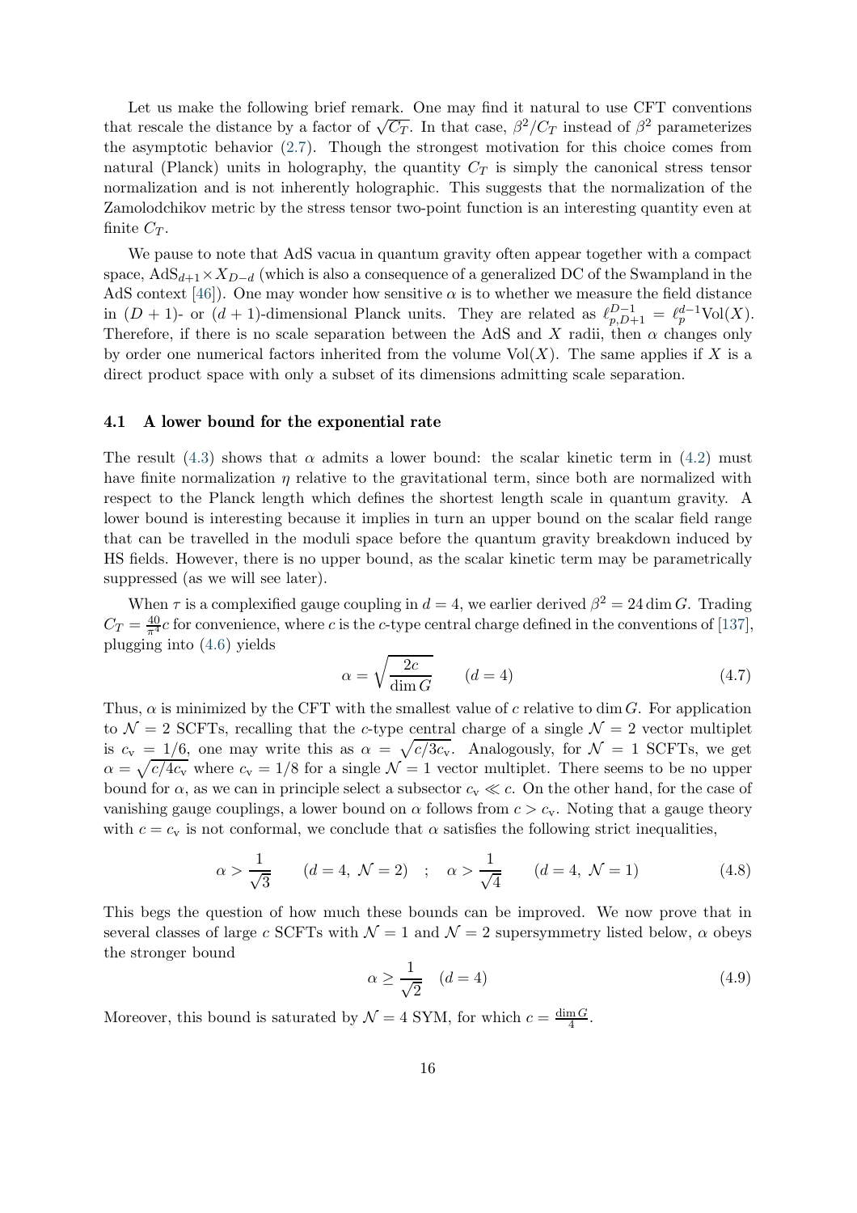Let us make the following brief remark. One may find it natural to use CFT conventions that rescale the distance by a factor of $\sqrt{C_T}$. In that case, $\beta^2/C_T$ instead of $\beta^2$ parameterizes the asymptotic behavior (2.7). Though the strongest motivation for this choice comes from natural (Planck) units in holography, the quantity $C_T$ is simply the canonical stress tensor normalization and is not inherently holographic. This suggests that the normalization of the Zamolodchikov metric by the stress tensor two-point function is an interesting quantity even at finite $C_T$.

We pause to note that AdS vacua in quantum gravity often appear together with a compact space, $\text{AdS}_{d+1} \times X_{D-d}$ (which is also a consequence of a generalized DC of the Swampland in the AdS context [46]). One may wonder how sensitive $\alpha$ is to whether we measure the field distance in $(D+1)$- or $(d+1)$-dimensional Planck units. They are related as $\ell_{p,D+1}^{D-1} = \ell_p^{d-1}\text{Vol}(X)$. Therefore, if there is no scale separation between the AdS and $X$ radii, then $\alpha$ changes only by order one numerical factors inherited from the volume $\text{Vol}(X)$. The same applies if $X$ is a direct product space with only a subset of its dimensions admitting scale separation.

### 4.1 A lower bound for the exponential rate

The result (4.3) shows that $\alpha$ admits a lower bound: the scalar kinetic term in (4.2) must have finite normalization $\eta$ relative to the gravitational term, since both are normalized with respect to the Planck length which defines the shortest length scale in quantum gravity. A lower bound is interesting because it implies in turn an upper bound on the scalar field range that can be travelled in the moduli space before the quantum gravity breakdown induced by HS fields. However, there is no upper bound, as the scalar kinetic term may be parametrically suppressed (as we will see later).

When $\tau$ is a complexified gauge coupling in $d = 4$, we earlier derived $\beta^2 = 24 \dim G$. Trading $C_T = \frac{40}{\pi^4}c$ for convenience, where $c$ is the $c$-type central charge defined in the conventions of [137], plugging into (4.6) yields

$$\alpha = \sqrt{\frac{2c}{\dim G}} \qquad (d = 4) \tag{4.7}$$

Thus, $\alpha$ is minimized by the CFT with the smallest value of $c$ relative to $\dim G$. For application to $\mathcal{N} = 2$ SCFTs, recalling that the $c$-type central charge of a single $\mathcal{N} = 2$ vector multiplet is $c_{\text{v}} = 1/6$, one may write this as $\alpha = \sqrt{c/3c_{\text{v}}}$. Analogously, for $\mathcal{N} = 1$ SCFTs, we get $\alpha = \sqrt{c/4c_{\text{v}}}$ where $c_{\text{v}} = 1/8$ for a single $\mathcal{N} = 1$ vector multiplet. There seems to be no upper bound for $\alpha$, as we can in principle select a subsector $c_{\text{v}} \ll c$. On the other hand, for the case of vanishing gauge couplings, a lower bound on $\alpha$ follows from $c > c_{\text{v}}$. Noting that a gauge theory with $c = c_{\text{v}}$ is not conformal, we conclude that $\alpha$ satisfies the following strict inequalities,

$$\alpha > \frac{1}{\sqrt{3}} \qquad (d = 4,\ \mathcal{N} = 2) \quad ; \quad \alpha > \frac{1}{\sqrt{4}} \qquad (d = 4,\ \mathcal{N} = 1) \tag{4.8}$$

This begs the question of how much these bounds can be improved. We now prove that in several classes of large $c$ SCFTs with $\mathcal{N} = 1$ and $\mathcal{N} = 2$ supersymmetry listed below, $\alpha$ obeys the stronger bound

$$\alpha \geq \frac{1}{\sqrt{2}} \quad (d = 4) \tag{4.9}$$

Moreover, this bound is saturated by $\mathcal{N} = 4$ SYM, for which $c = \frac{\dim G}{4}$.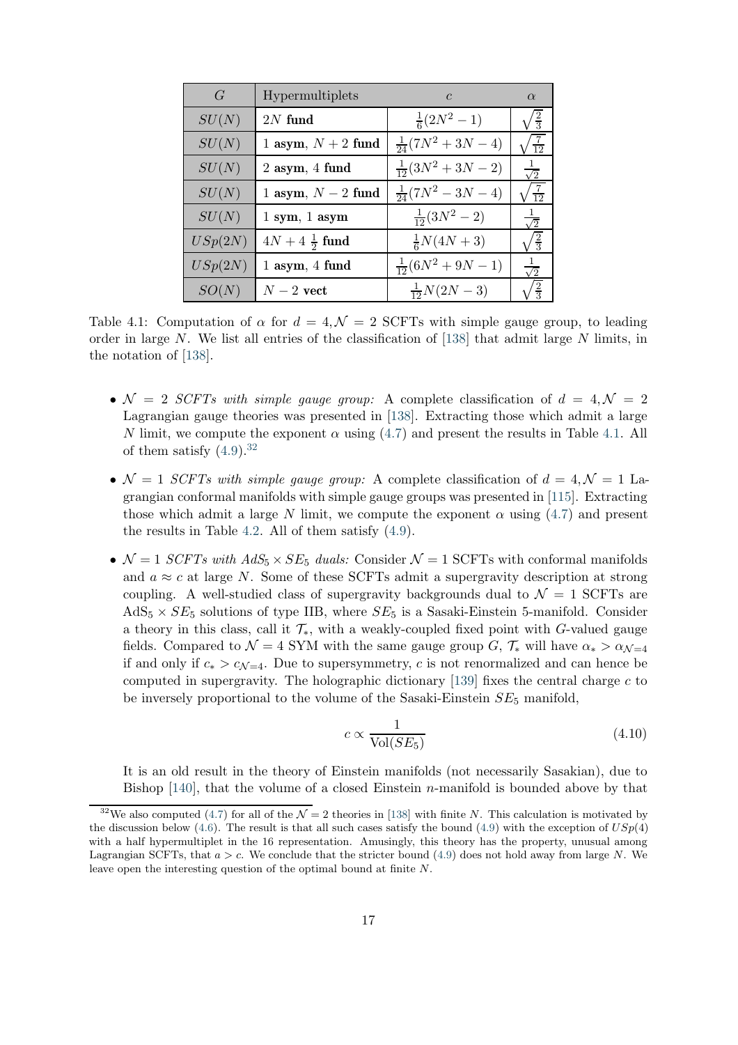| $G$ | Hypermultiplets | $c$ | $\alpha$ |
| --- | --- | --- | --- |
| $SU(N)$ | $2N$ **fund** | $\frac{1}{6}(2N^2-1)$ | $\sqrt{\frac{2}{3}}$ |
| $SU(N)$ | 1 **asym**, $N+2$ **fund** | $\frac{1}{24}(7N^2+3N-4)$ | $\sqrt{\frac{7}{12}}$ |
| $SU(N)$ | 2 **asym**, 4 **fund** | $\frac{1}{12}(3N^2+3N-2)$ | $\frac{1}{\sqrt{2}}$ |
| $SU(N)$ | 1 **asym**, $N-2$ **fund** | $\frac{1}{24}(7N^2-3N-4)$ | $\sqrt{\frac{7}{12}}$ |
| $SU(N)$ | 1 **sym**, 1 **asym** | $\frac{1}{12}(3N^2-2)$ | $\frac{1}{\sqrt{2}}$ |
| $USp(2N)$ | $4N+4\ \frac{1}{2}$ **fund** | $\frac{1}{6}N(4N+3)$ | $\sqrt{\frac{2}{3}}$ |
| $USp(2N)$ | 1 **asym**, 4 **fund** | $\frac{1}{12}(6N^2+9N-1)$ | $\frac{1}{\sqrt{2}}$ |
| $SO(N)$ | $N-2$ **vect** | $\frac{1}{12}N(2N-3)$ | $\sqrt{\frac{2}{3}}$ |

Table 4.1: Computation of $\alpha$ for $d=4, \mathcal{N}=2$ SCFTs with simple gauge group, to leading order in large $N$. We list all entries of the classification of [138] that admit large $N$ limits, in the notation of [138].

- $\mathcal{N}=2$ *SCFTs with simple gauge group:* A complete classification of $d=4, \mathcal{N}=2$ Lagrangian gauge theories was presented in [138]. Extracting those which admit a large $N$ limit, we compute the exponent $\alpha$ using (4.7) and present the results in Table 4.1. All of them satisfy (4.9).[32]

- $\mathcal{N}=1$ *SCFTs with simple gauge group:* A complete classification of $d=4, \mathcal{N}=1$ Lagrangian conformal manifolds with simple gauge groups was presented in [115]. Extracting those which admit a large $N$ limit, we compute the exponent $\alpha$ using (4.7) and present the results in Table 4.2. All of them satisfy (4.9).

- $\mathcal{N}=1$ *SCFTs with $AdS_5 \times SE_5$ duals:* Consider $\mathcal{N}=1$ SCFTs with conformal manifolds and $a \approx c$ at large $N$. Some of these SCFTs admit a supergravity description at strong coupling. A well-studied class of supergravity backgrounds dual to $\mathcal{N}=1$ SCFTs are $\text{AdS}_5 \times SE_5$ solutions of type IIB, where $SE_5$ is a Sasaki-Einstein 5-manifold. Consider a theory in this class, call it $\mathcal{T}_*$, with a weakly-coupled fixed point with $G$-valued gauge fields. Compared to $\mathcal{N}=4$ SYM with the same gauge group $G$, $\mathcal{T}_*$ will have $\alpha_* > \alpha_{\mathcal{N}=4}$ if and only if $c_* > c_{\mathcal{N}=4}$. Due to supersymmetry, $c$ is not renormalized and can hence be computed in supergravity. The holographic dictionary [139] fixes the central charge $c$ to be inversely proportional to the volume of the Sasaki-Einstein $SE_5$ manifold,

$$c \propto \frac{1}{\text{Vol}(SE_5)} \tag{4.10}$$

It is an old result in the theory of Einstein manifolds (not necessarily Sasakian), due to Bishop [140], that the volume of a closed Einstein $n$-manifold is bounded above by that

[32] We also computed (4.7) for all of the $\mathcal{N}=2$ theories in [138] with finite $N$. This calculation is motivated by the discussion below (4.6). The result is that all such cases satisfy the bound (4.9) with the exception of $USp(4)$ with a half hypermultiplet in the 16 representation. Amusingly, this theory has the property, unusual among Lagrangian SCFTs, that $a > c$. We conclude that the stricter bound (4.9) does not hold away from large $N$. We leave open the interesting question of the optimal bound at finite $N$.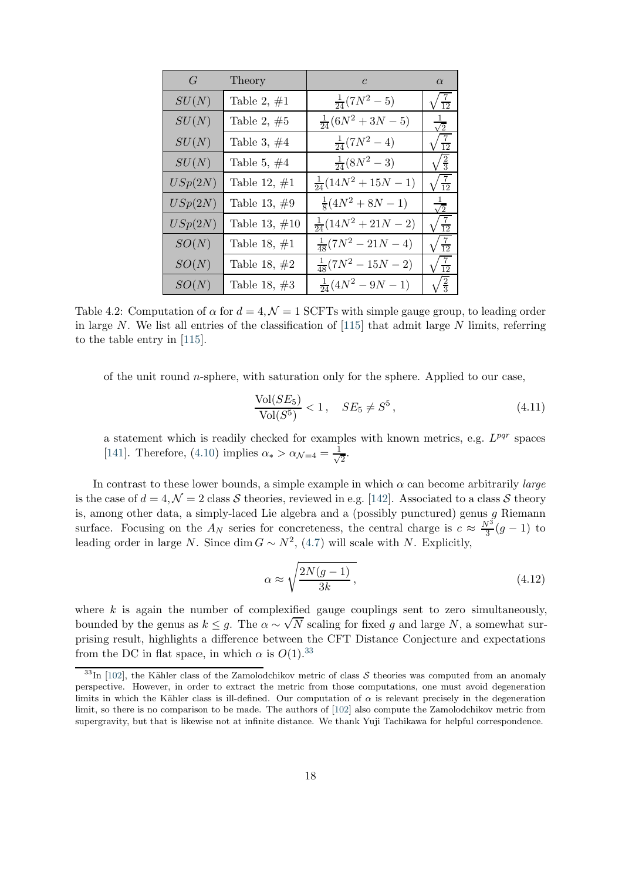| $G$ | Theory | $c$ | $\alpha$ |
|---|---|---|---|
| $SU(N)$ | Table 2, #1 | $\frac{1}{24}(7N^2-5)$ | $\sqrt{\frac{7}{12}}$ |
| $SU(N)$ | Table 2, #5 | $\frac{1}{24}(6N^2+3N-5)$ | $\frac{1}{\sqrt{2}}$ |
| $SU(N)$ | Table 3, #4 | $\frac{1}{24}(7N^2-4)$ | $\sqrt{\frac{7}{12}}$ |
| $SU(N)$ | Table 5, #4 | $\frac{1}{24}(8N^2-3)$ | $\sqrt{\frac{2}{3}}$ |
| $USp(2N)$ | Table 12, #1 | $\frac{1}{24}(14N^2+15N-1)$ | $\sqrt{\frac{7}{12}}$ |
| $USp(2N)$ | Table 13, #9 | $\frac{1}{8}(4N^2+8N-1)$ | $\frac{1}{\sqrt{2}}$ |
| $USp(2N)$ | Table 13, #10 | $\frac{1}{24}(14N^2+21N-2)$ | $\sqrt{\frac{7}{12}}$ |
| $SO(N)$ | Table 18, #1 | $\frac{1}{48}(7N^2-21N-4)$ | $\sqrt{\frac{7}{12}}$ |
| $SO(N)$ | Table 18, #2 | $\frac{1}{48}(7N^2-15N-2)$ | $\sqrt{\frac{7}{12}}$ |
| $SO(N)$ | Table 18, #3 | $\frac{1}{24}(4N^2-9N-1)$ | $\sqrt{\frac{2}{3}}$ |

Table 4.2: Computation of $\alpha$ for $d=4, \mathcal{N}=1$ SCFTs with simple gauge group, to leading order in large $N$. We list all entries of the classification of [115] that admit large $N$ limits, referring to the table entry in [115].

of the unit round $n$-sphere, with saturation only for the sphere. Applied to our case,

$$\frac{\text{Vol}(SE_5)}{\text{Vol}(S^5)} < 1\,, \quad SE_5 \neq S^5\,, \tag{4.11}$$

a statement which is readily checked for examples with known metrics, e.g. $L^{pqr}$ spaces [141]. Therefore, (4.10) implies $\alpha_* > \alpha_{\mathcal{N}=4} = \frac{1}{\sqrt{2}}$.

In contrast to these lower bounds, a simple example in which $\alpha$ can become arbitrarily *large* is the case of $d=4, \mathcal{N}=2$ class $\mathcal{S}$ theories, reviewed in e.g. [142]. Associated to a class $\mathcal{S}$ theory is, among other data, a simply-laced Lie algebra and a (possibly punctured) genus $g$ Riemann surface. Focusing on the $A_N$ series for concreteness, the central charge is $c \approx \frac{N^3}{3}(g-1)$ to leading order in large $N$. Since $\dim G \sim N^2$, (4.7) will scale with $N$. Explicitly,

$$\alpha \approx \sqrt{\frac{2N(g-1)}{3k}}\,, \tag{4.12}$$

where $k$ is again the number of complexified gauge couplings sent to zero simultaneously, bounded by the genus as $k \leq g$. The $\alpha \sim \sqrt{N}$ scaling for fixed $g$ and large $N$, a somewhat surprising result, highlights a difference between the CFT Distance Conjecture and expectations from the DC in flat space, in which $\alpha$ is $O(1)$.[33]

[33] In [102], the Kähler class of the Zamolodchikov metric of class $\mathcal{S}$ theories was computed from an anomaly perspective. However, in order to extract the metric from those computations, one must avoid degeneration limits in which the Kähler class is ill-defined. Our computation of $\alpha$ is relevant precisely in the degeneration limit, so there is no comparison to be made. The authors of [102] also compute the Zamolodchikov metric from supergravity, but that is likewise not at infinite distance. We thank Yuji Tachikawa for helpful correspondence.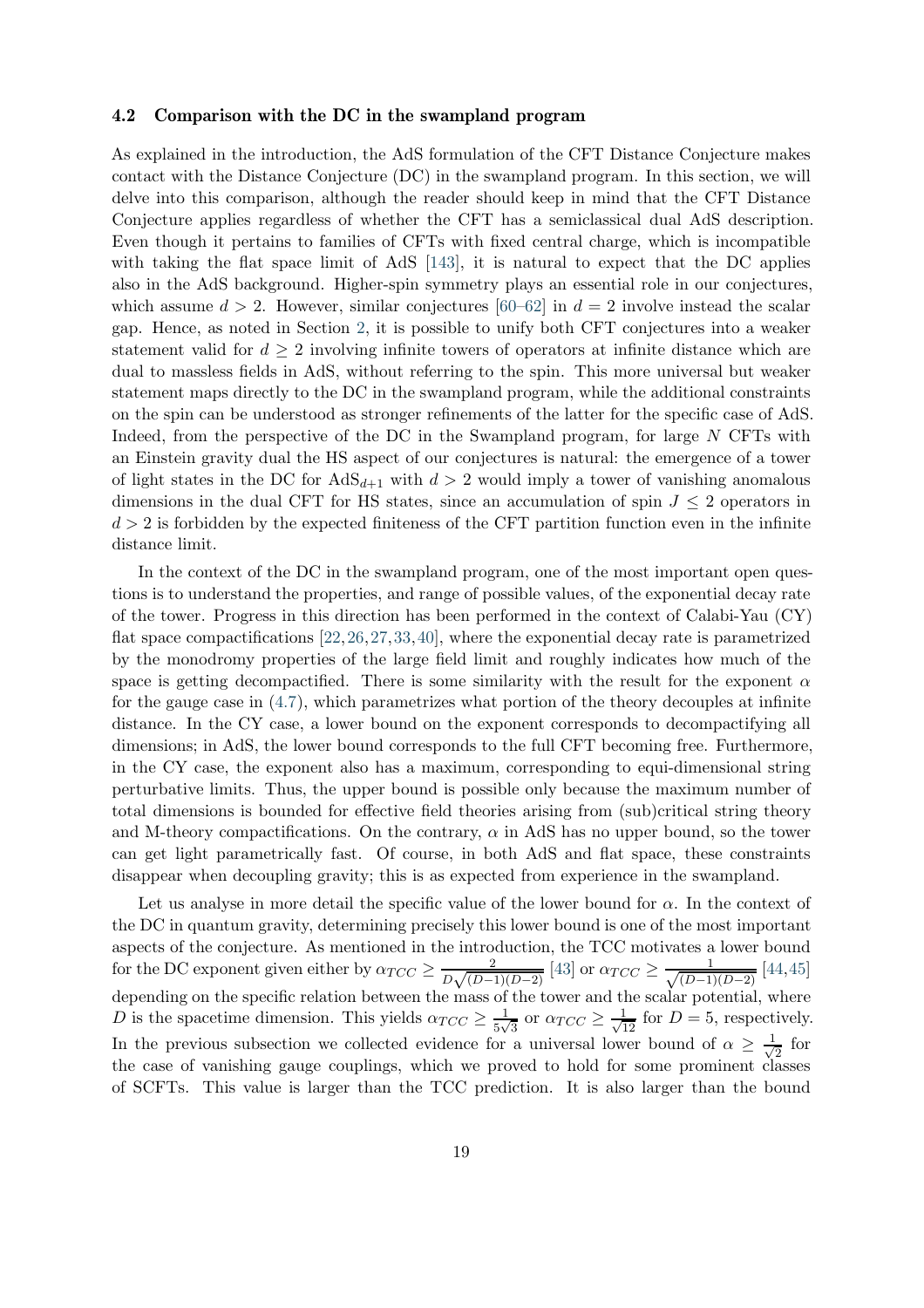### 4.2 Comparison with the DC in the swampland program

As explained in the introduction, the AdS formulation of the CFT Distance Conjecture makes contact with the Distance Conjecture (DC) in the swampland program. In this section, we will delve into this comparison, although the reader should keep in mind that the CFT Distance Conjecture applies regardless of whether the CFT has a semiclassical dual AdS description. Even though it pertains to families of CFTs with fixed central charge, which is incompatible with taking the flat space limit of AdS [143], it is natural to expect that the DC applies also in the AdS background. Higher-spin symmetry plays an essential role in our conjectures, which assume $d > 2$. However, similar conjectures [60–62] in $d = 2$ involve instead the scalar gap. Hence, as noted in Section 2, it is possible to unify both CFT conjectures into a weaker statement valid for $d \geq 2$ involving infinite towers of operators at infinite distance which are dual to massless fields in AdS, without referring to the spin. This more universal but weaker statement maps directly to the DC in the swampland program, while the additional constraints on the spin can be understood as stronger refinements of the latter for the specific case of AdS. Indeed, from the perspective of the DC in the Swampland program, for large $N$ CFTs with an Einstein gravity dual the HS aspect of our conjectures is natural: the emergence of a tower of light states in the DC for $\mathrm{AdS}_{d+1}$ with $d > 2$ would imply a tower of vanishing anomalous dimensions in the dual CFT for HS states, since an accumulation of spin $J \leq 2$ operators in $d > 2$ is forbidden by the expected finiteness of the CFT partition function even in the infinite distance limit.

In the context of the DC in the swampland program, one of the most important open questions is to understand the properties, and range of possible values, of the exponential decay rate of the tower. Progress in this direction has been performed in the context of Calabi-Yau (CY) flat space compactifications [22,26,27,33,40], where the exponential decay rate is parametrized by the monodromy properties of the large field limit and roughly indicates how much of the space is getting decompactified. There is some similarity with the result for the exponent $\alpha$ for the gauge case in (4.7), which parametrizes what portion of the theory decouples at infinite distance. In the CY case, a lower bound on the exponent corresponds to decompactifying all dimensions; in AdS, the lower bound corresponds to the full CFT becoming free. Furthermore, in the CY case, the exponent also has a maximum, corresponding to equi-dimensional string perturbative limits. Thus, the upper bound is possible only because the maximum number of total dimensions is bounded for effective field theories arising from (sub)critical string theory and M-theory compactifications. On the contrary, $\alpha$ in AdS has no upper bound, so the tower can get light parametrically fast. Of course, in both AdS and flat space, these constraints disappear when decoupling gravity; this is as expected from experience in the swampland.

Let us analyse in more detail the specific value of the lower bound for $\alpha$. In the context of the DC in quantum gravity, determining precisely this lower bound is one of the most important aspects of the conjecture. As mentioned in the introduction, the TCC motivates a lower bound for the DC exponent given either by $\alpha_{TCC} \geq \frac{2}{D\sqrt{(D-1)(D-2)}}$ [43] or $\alpha_{TCC} \geq \frac{1}{\sqrt{(D-1)(D-2)}}$ [44,45] depending on the specific relation between the mass of the tower and the scalar potential, where $D$ is the spacetime dimension. This yields $\alpha_{TCC} \geq \frac{1}{5\sqrt{3}}$ or $\alpha_{TCC} \geq \frac{1}{\sqrt{12}}$ for $D = 5$, respectively. In the previous subsection we collected evidence for a universal lower bound of $\alpha \geq \frac{1}{\sqrt{2}}$ for the case of vanishing gauge couplings, which we proved to hold for some prominent classes of SCFTs. This value is larger than the TCC prediction. It is also larger than the bound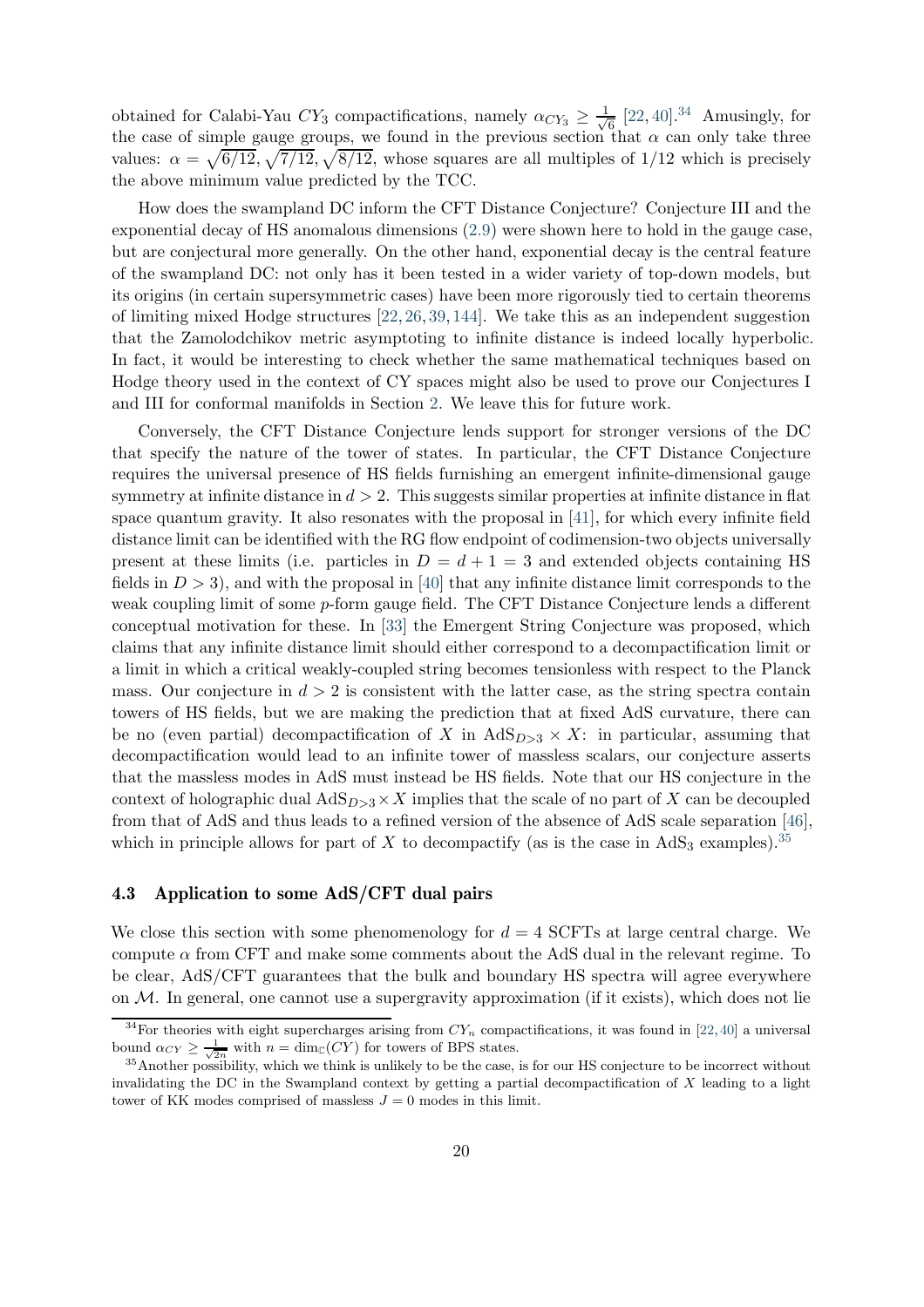obtained for Calabi-Yau $CY_3$ compactifications, namely $\alpha_{CY_3} \geq \frac{1}{\sqrt{6}}$ [22, 40].[34] Amusingly, for the case of simple gauge groups, we found in the previous section that $\alpha$ can only take three values: $\alpha = \sqrt{6/12}, \sqrt{7/12}, \sqrt{8/12}$, whose squares are all multiples of $1/12$ which is precisely the above minimum value predicted by the TCC.

How does the swampland DC inform the CFT Distance Conjecture? Conjecture III and the exponential decay of HS anomalous dimensions (2.9) were shown here to hold in the gauge case, but are conjectural more generally. On the other hand, exponential decay is the central feature of the swampland DC: not only has it been tested in a wider variety of top-down models, but its origins (in certain supersymmetric cases) have been more rigorously tied to certain theorems of limiting mixed Hodge structures [22, 26, 39, 144]. We take this as an independent suggestion that the Zamolodchikov metric asymptoting to infinite distance is indeed locally hyperbolic. In fact, it would be interesting to check whether the same mathematical techniques based on Hodge theory used in the context of CY spaces might also be used to prove our Conjectures I and III for conformal manifolds in Section 2. We leave this for future work.

Conversely, the CFT Distance Conjecture lends support for stronger versions of the DC that specify the nature of the tower of states. In particular, the CFT Distance Conjecture requires the universal presence of HS fields furnishing an emergent infinite-dimensional gauge symmetry at infinite distance in $d > 2$. This suggests similar properties at infinite distance in flat space quantum gravity. It also resonates with the proposal in [41], for which every infinite field distance limit can be identified with the RG flow endpoint of codimension-two objects universally present at these limits (i.e. particles in $D = d + 1 = 3$ and extended objects containing HS fields in $D > 3$), and with the proposal in [40] that any infinite distance limit corresponds to the weak coupling limit of some $p$-form gauge field. The CFT Distance Conjecture lends a different conceptual motivation for these. In [33] the Emergent String Conjecture was proposed, which claims that any infinite distance limit should either correspond to a decompactification limit or a limit in which a critical weakly-coupled string becomes tensionless with respect to the Planck mass. Our conjecture in $d > 2$ is consistent with the latter case, as the string spectra contain towers of HS fields, but we are making the prediction that at fixed AdS curvature, there can be no (even partial) decompactification of $X$ in $\text{AdS}_{D>3} \times X$: in particular, assuming that decompactification would lead to an infinite tower of massless scalars, our conjecture asserts that the massless modes in AdS must instead be HS fields. Note that our HS conjecture in the context of holographic dual $\text{AdS}_{D>3} \times X$ implies that the scale of no part of $X$ can be decoupled from that of AdS and thus leads to a refined version of the absence of AdS scale separation [46], which in principle allows for part of $X$ to decompactify (as is the case in $\text{AdS}_3$ examples).[35]

### 4.3 Application to some AdS/CFT dual pairs

We close this section with some phenomenology for $d = 4$ SCFTs at large central charge. We compute $\alpha$ from CFT and make some comments about the AdS dual in the relevant regime. To be clear, AdS/CFT guarantees that the bulk and boundary HS spectra will agree everywhere on $\mathcal{M}$. In general, one cannot use a supergravity approximation (if it exists), which does not lie

[34] For theories with eight supercharges arising from $CY_n$ compactifications, it was found in [22, 40] a universal bound $\alpha_{CY} \geq \frac{1}{\sqrt{2n}}$ with $n = \dim_{\mathbb{C}}(CY)$ for towers of BPS states.

[35] Another possibility, which we think is unlikely to be the case, is for our HS conjecture to be incorrect without invalidating the DC in the Swampland context by getting a partial decompactification of $X$ leading to a light tower of KK modes comprised of massless $J = 0$ modes in this limit.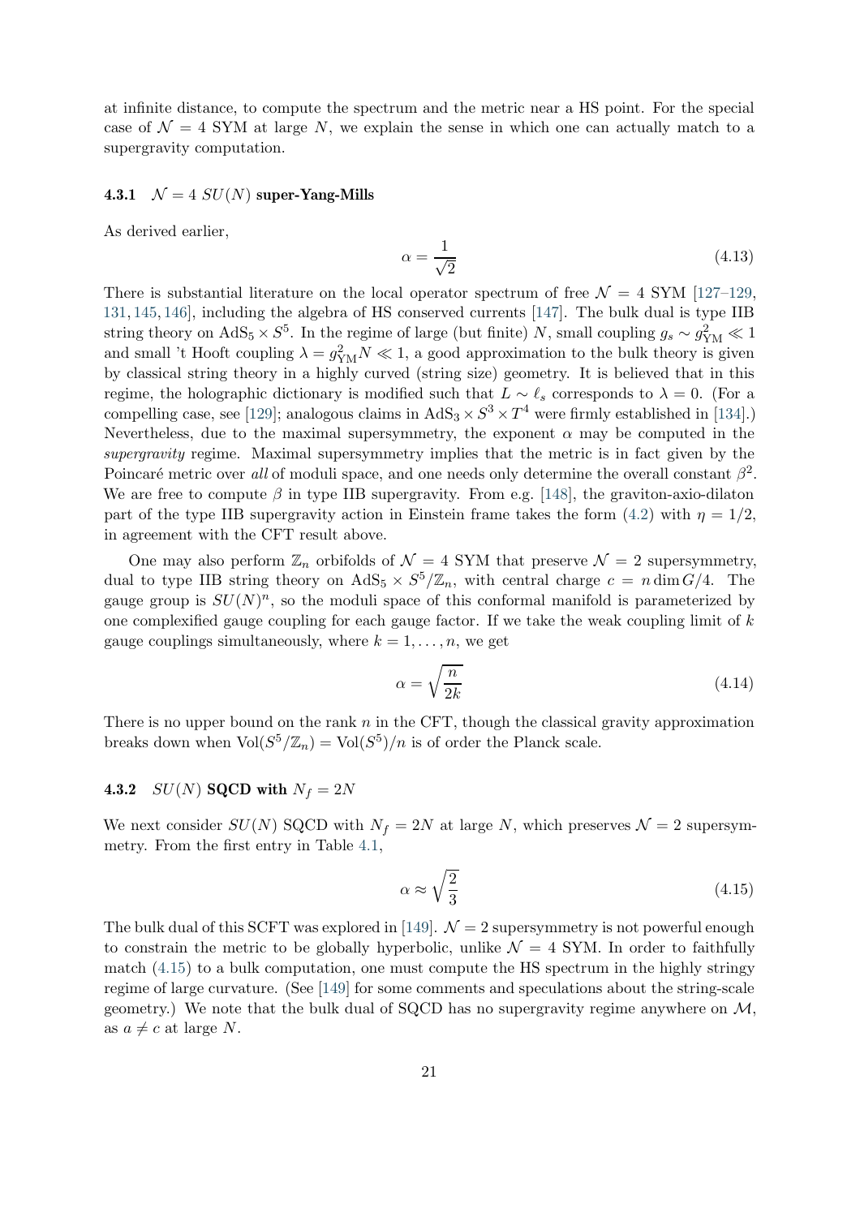at infinite distance, to compute the spectrum and the metric near a HS point. For the special case of $\mathcal{N}=4$ SYM at large $N$, we explain the sense in which one can actually match to a supergravity computation.

### 4.3.1 $\mathcal{N}=4$ $SU(N)$ super-Yang-Mills

As derived earlier,

$$\alpha = \frac{1}{\sqrt{2}} \tag{4.13}$$

There is substantial literature on the local operator spectrum of free $\mathcal{N}=4$ SYM [127–129, 131, 145, 146], including the algebra of HS conserved currents [147]. The bulk dual is type IIB string theory on $\mathrm{AdS}_5 \times S^5$. In the regime of large (but finite) $N$, small coupling $g_s \sim g_{\mathrm{YM}}^2 \ll 1$ and small 't Hooft coupling $\lambda = g_{\mathrm{YM}}^2 N \ll 1$, a good approximation to the bulk theory is given by classical string theory in a highly curved (string size) geometry. It is believed that in this regime, the holographic dictionary is modified such that $L \sim \ell_s$ corresponds to $\lambda = 0$. (For a compelling case, see [129]; analogous claims in $\mathrm{AdS}_3 \times S^3 \times T^4$ were firmly established in [134].) Nevertheless, due to the maximal supersymmetry, the exponent $\alpha$ may be computed in the *supergravity* regime. Maximal supersymmetry implies that the metric is in fact given by the Poincaré metric over *all* of moduli space, and one needs only determine the overall constant $\beta^2$. We are free to compute $\beta$ in type IIB supergravity. From e.g. [148], the graviton-axio-dilaton part of the type IIB supergravity action in Einstein frame takes the form (4.2) with $\eta = 1/2$, in agreement with the CFT result above.

One may also perform $\mathbb{Z}_n$ orbifolds of $\mathcal{N}=4$ SYM that preserve $\mathcal{N}=2$ supersymmetry, dual to type IIB string theory on $\mathrm{AdS}_5 \times S^5/\mathbb{Z}_n$, with central charge $c = n \dim G/4$. The gauge group is $SU(N)^n$, so the moduli space of this conformal manifold is parameterized by one complexified gauge coupling for each gauge factor. If we take the weak coupling limit of $k$ gauge couplings simultaneously, where $k = 1, \ldots, n$, we get

$$\alpha = \sqrt{\frac{n}{2k}} \tag{4.14}$$

There is no upper bound on the rank $n$ in the CFT, though the classical gravity approximation breaks down when $\mathrm{Vol}(S^5/\mathbb{Z}_n) = \mathrm{Vol}(S^5)/n$ is of order the Planck scale.

### 4.3.2 $SU(N)$ SQCD with $N_f = 2N$

We next consider $SU(N)$ SQCD with $N_f = 2N$ at large $N$, which preserves $\mathcal{N}=2$ supersymmetry. From the first entry in Table 4.1,

$$\alpha \approx \sqrt{\frac{2}{3}} \tag{4.15}$$

The bulk dual of this SCFT was explored in [149]. $\mathcal{N}=2$ supersymmetry is not powerful enough to constrain the metric to be globally hyperbolic, unlike $\mathcal{N}=4$ SYM. In order to faithfully match (4.15) to a bulk computation, one must compute the HS spectrum in the highly stringy regime of large curvature. (See [149] for some comments and speculations about the string-scale geometry.) We note that the bulk dual of SQCD has no supergravity regime anywhere on $\mathcal{M}$, as $a \neq c$ at large $N$.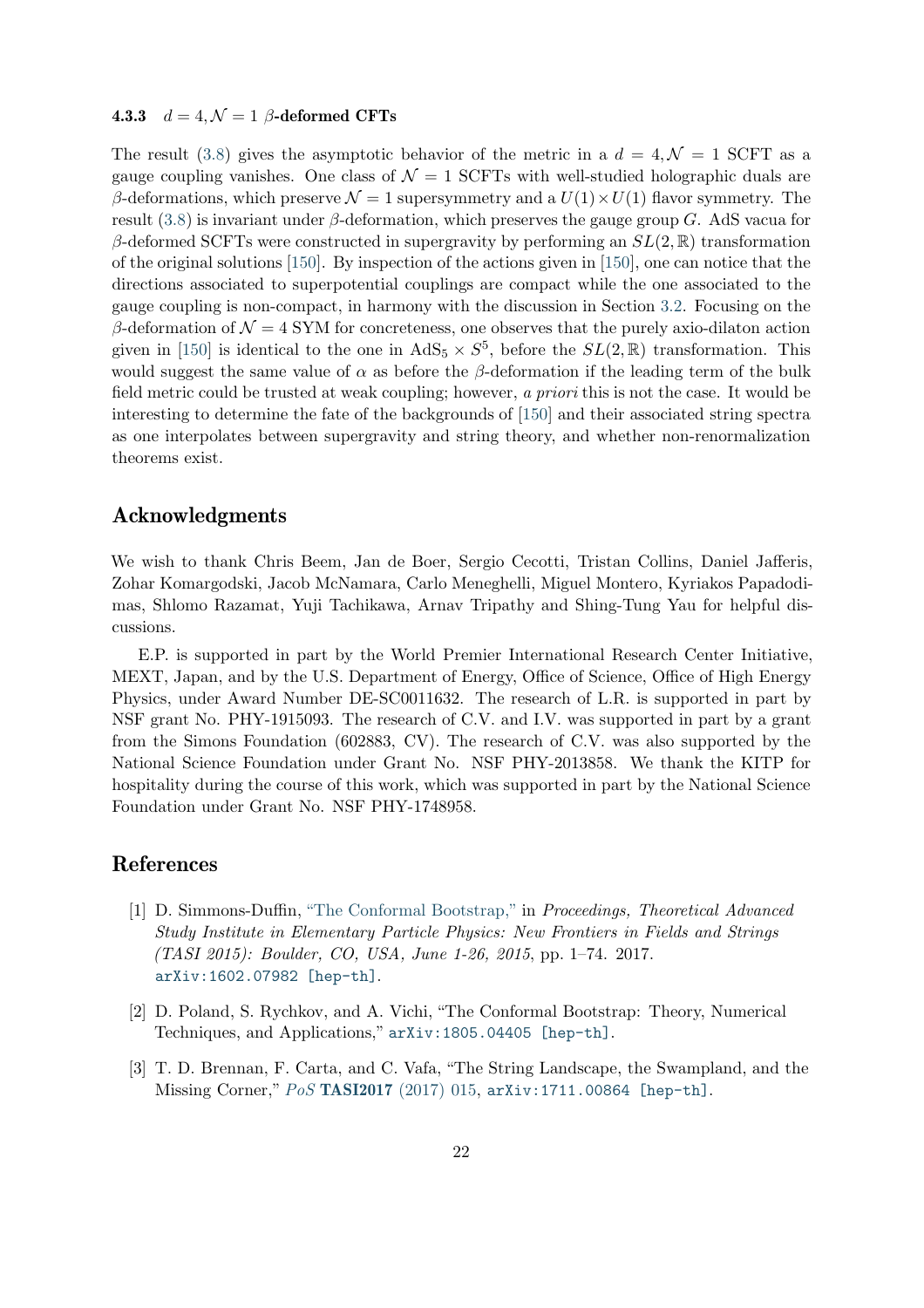#### 4.3.3 $d = 4, \mathcal{N} = 1$ $\beta$-deformed CFTs

The result (3.8) gives the asymptotic behavior of the metric in a $d = 4, \mathcal{N} = 1$ SCFT as a gauge coupling vanishes. One class of $\mathcal{N} = 1$ SCFTs with well-studied holographic duals are $\beta$-deformations, which preserve $\mathcal{N} = 1$ supersymmetry and a $U(1) \times U(1)$ flavor symmetry. The result (3.8) is invariant under $\beta$-deformation, which preserves the gauge group $G$. AdS vacua for $\beta$-deformed SCFTs were constructed in supergravity by performing an $SL(2, \mathbb{R})$ transformation of the original solutions [150]. By inspection of the actions given in [150], one can notice that the directions associated to superpotential couplings are compact while the one associated to the gauge coupling is non-compact, in harmony with the discussion in Section 3.2. Focusing on the $\beta$-deformation of $\mathcal{N} = 4$ SYM for concreteness, one observes that the purely axio-dilaton action given in [150] is identical to the one in $\text{AdS}_5 \times S^5$, before the $SL(2, \mathbb{R})$ transformation. This would suggest the same value of $\alpha$ as before the $\beta$-deformation if the leading term of the bulk field metric could be trusted at weak coupling; however, *a priori* this is not the case. It would be interesting to determine the fate of the backgrounds of [150] and their associated string spectra as one interpolates between supergravity and string theory, and whether non-renormalization theorems exist.

## Acknowledgments

We wish to thank Chris Beem, Jan de Boer, Sergio Cecotti, Tristan Collins, Daniel Jafferis, Zohar Komargodski, Jacob McNamara, Carlo Meneghelli, Miguel Montero, Kyriakos Papadodimas, Shlomo Razamat, Yuji Tachikawa, Arnav Tripathy and Shing-Tung Yau for helpful discussions.

E.P. is supported in part by the World Premier International Research Center Initiative, MEXT, Japan, and by the U.S. Department of Energy, Office of Science, Office of High Energy Physics, under Award Number DE-SC0011632. The research of L.R. is supported in part by NSF grant No. PHY-1915093. The research of C.V. and I.V. was supported in part by a grant from the Simons Foundation (602883, CV). The research of C.V. was also supported by the National Science Foundation under Grant No. NSF PHY-2013858. We thank the KITP for hospitality during the course of this work, which was supported in part by the National Science Foundation under Grant No. NSF PHY-1748958.

## References

[1] D. Simmons-Duffin, "The Conformal Bootstrap," in *Proceedings, Theoretical Advanced Study Institute in Elementary Particle Physics: New Frontiers in Fields and Strings (TASI 2015): Boulder, CO, USA, June 1-26, 2015*, pp. 1–74. 2017. arXiv:1602.07982 [hep-th].

[2] D. Poland, S. Rychkov, and A. Vichi, "The Conformal Bootstrap: Theory, Numerical Techniques, and Applications," arXiv:1805.04405 [hep-th].

[3] T. D. Brennan, F. Carta, and C. Vafa, "The String Landscape, the Swampland, and the Missing Corner," *PoS* **TASI2017** (2017) 015, arXiv:1711.00864 [hep-th].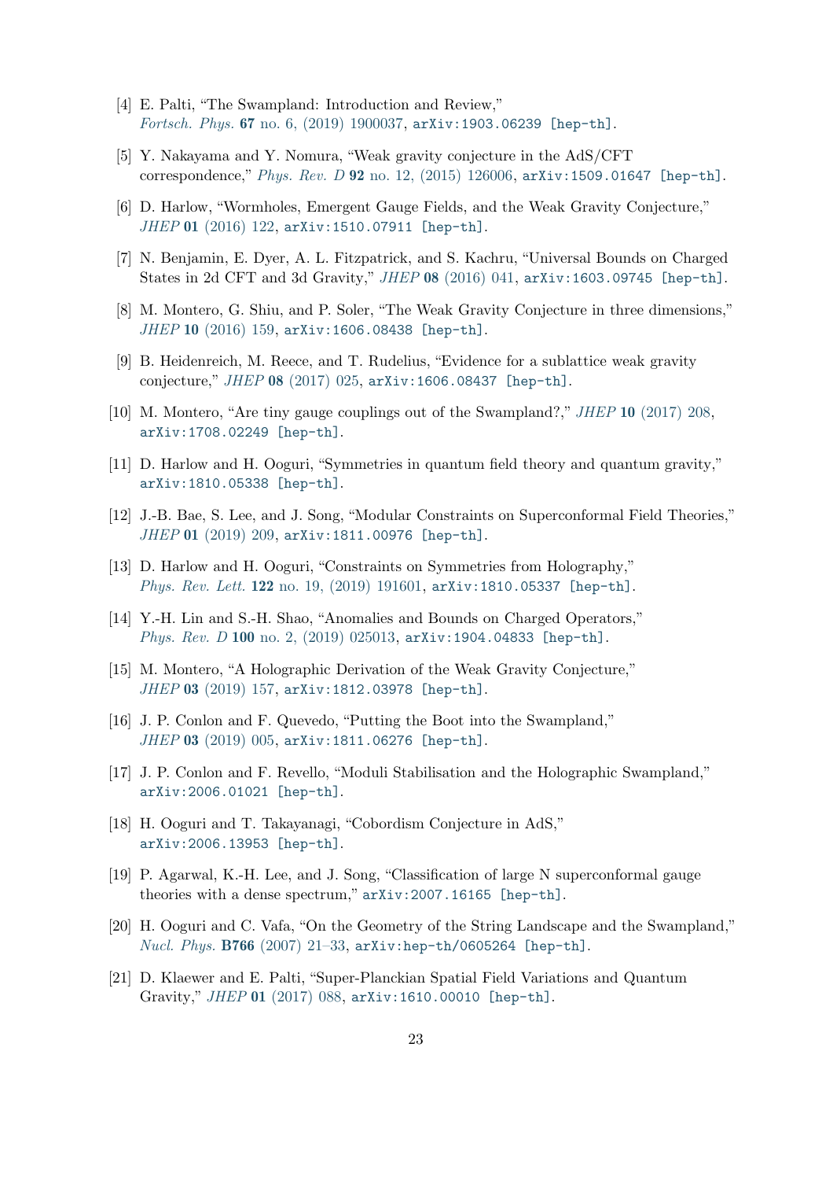[4] E. Palti, "The Swampland: Introduction and Review," *Fortsch. Phys.* **67** no. 6, (2019) 1900037, arXiv:1903.06239 [hep-th].

[5] Y. Nakayama and Y. Nomura, "Weak gravity conjecture in the AdS/CFT correspondence," *Phys. Rev. D* **92** no. 12, (2015) 126006, arXiv:1509.01647 [hep-th].

[6] D. Harlow, "Wormholes, Emergent Gauge Fields, and the Weak Gravity Conjecture," *JHEP* **01** (2016) 122, arXiv:1510.07911 [hep-th].

[7] N. Benjamin, E. Dyer, A. L. Fitzpatrick, and S. Kachru, "Universal Bounds on Charged States in 2d CFT and 3d Gravity," *JHEP* **08** (2016) 041, arXiv:1603.09745 [hep-th].

[8] M. Montero, G. Shiu, and P. Soler, "The Weak Gravity Conjecture in three dimensions," *JHEP* **10** (2016) 159, arXiv:1606.08438 [hep-th].

[9] B. Heidenreich, M. Reece, and T. Rudelius, "Evidence for a sublattice weak gravity conjecture," *JHEP* **08** (2017) 025, arXiv:1606.08437 [hep-th].

[10] M. Montero, "Are tiny gauge couplings out of the Swampland?," *JHEP* **10** (2017) 208, arXiv:1708.02249 [hep-th].

[11] D. Harlow and H. Ooguri, "Symmetries in quantum field theory and quantum gravity," arXiv:1810.05338 [hep-th].

[12] J.-B. Bae, S. Lee, and J. Song, "Modular Constraints on Superconformal Field Theories," *JHEP* **01** (2019) 209, arXiv:1811.00976 [hep-th].

[13] D. Harlow and H. Ooguri, "Constraints on Symmetries from Holography," *Phys. Rev. Lett.* **122** no. 19, (2019) 191601, arXiv:1810.05337 [hep-th].

[14] Y.-H. Lin and S.-H. Shao, "Anomalies and Bounds on Charged Operators," *Phys. Rev. D* **100** no. 2, (2019) 025013, arXiv:1904.04833 [hep-th].

[15] M. Montero, "A Holographic Derivation of the Weak Gravity Conjecture," *JHEP* **03** (2019) 157, arXiv:1812.03978 [hep-th].

[16] J. P. Conlon and F. Quevedo, "Putting the Boot into the Swampland," *JHEP* **03** (2019) 005, arXiv:1811.06276 [hep-th].

[17] J. P. Conlon and F. Revello, "Moduli Stabilisation and the Holographic Swampland," arXiv:2006.01021 [hep-th].

[18] H. Ooguri and T. Takayanagi, "Cobordism Conjecture in AdS," arXiv:2006.13953 [hep-th].

[19] P. Agarwal, K.-H. Lee, and J. Song, "Classification of large N superconformal gauge theories with a dense spectrum," arXiv:2007.16165 [hep-th].

[20] H. Ooguri and C. Vafa, "On the Geometry of the String Landscape and the Swampland," *Nucl. Phys.* **B766** (2007) 21–33, arXiv:hep-th/0605264 [hep-th].

[21] D. Klaewer and E. Palti, "Super-Planckian Spatial Field Variations and Quantum Gravity," *JHEP* **01** (2017) 088, arXiv:1610.00010 [hep-th].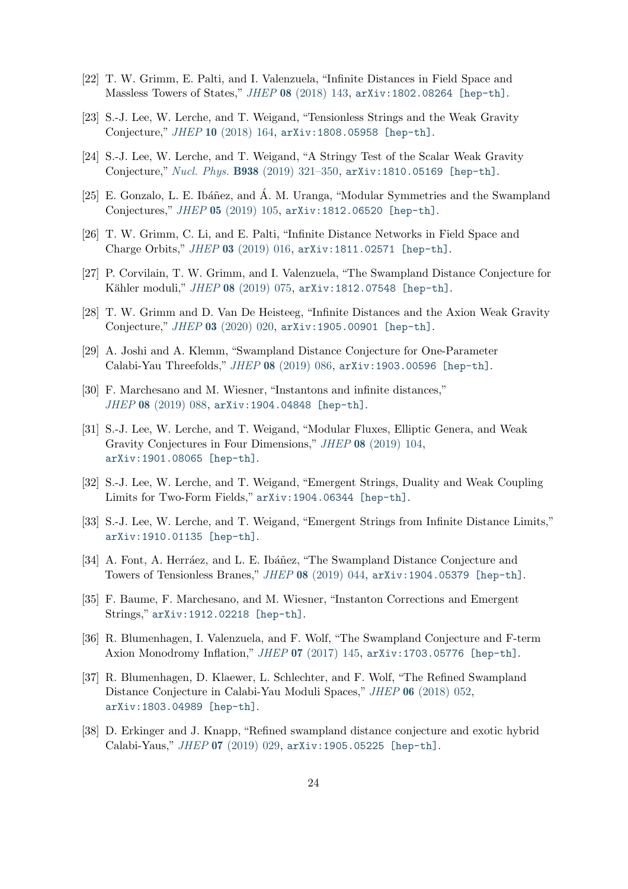[22] T. W. Grimm, E. Palti, and I. Valenzuela, "Infinite Distances in Field Space and Massless Towers of States," *JHEP* **08** (2018) 143, arXiv:1802.08264 [hep-th].

[23] S.-J. Lee, W. Lerche, and T. Weigand, "Tensionless Strings and the Weak Gravity Conjecture," *JHEP* **10** (2018) 164, arXiv:1808.05958 [hep-th].

[24] S.-J. Lee, W. Lerche, and T. Weigand, "A Stringy Test of the Scalar Weak Gravity Conjecture," *Nucl. Phys.* **B938** (2019) 321–350, arXiv:1810.05169 [hep-th].

[25] E. Gonzalo, L. E. Ibáñez, and Á. M. Uranga, "Modular Symmetries and the Swampland Conjectures," *JHEP* **05** (2019) 105, arXiv:1812.06520 [hep-th].

[26] T. W. Grimm, C. Li, and E. Palti, "Infinite Distance Networks in Field Space and Charge Orbits," *JHEP* **03** (2019) 016, arXiv:1811.02571 [hep-th].

[27] P. Corvilain, T. W. Grimm, and I. Valenzuela, "The Swampland Distance Conjecture for Kähler moduli," *JHEP* **08** (2019) 075, arXiv:1812.07548 [hep-th].

[28] T. W. Grimm and D. Van De Heisteeg, "Infinite Distances and the Axion Weak Gravity Conjecture," *JHEP* **03** (2020) 020, arXiv:1905.00901 [hep-th].

[29] A. Joshi and A. Klemm, "Swampland Distance Conjecture for One-Parameter Calabi-Yau Threefolds," *JHEP* **08** (2019) 086, arXiv:1903.00596 [hep-th].

[30] F. Marchesano and M. Wiesner, "Instantons and infinite distances," *JHEP* **08** (2019) 088, arXiv:1904.04848 [hep-th].

[31] S.-J. Lee, W. Lerche, and T. Weigand, "Modular Fluxes, Elliptic Genera, and Weak Gravity Conjectures in Four Dimensions," *JHEP* **08** (2019) 104, arXiv:1901.08065 [hep-th].

[32] S.-J. Lee, W. Lerche, and T. Weigand, "Emergent Strings, Duality and Weak Coupling Limits for Two-Form Fields," arXiv:1904.06344 [hep-th].

[33] S.-J. Lee, W. Lerche, and T. Weigand, "Emergent Strings from Infinite Distance Limits," arXiv:1910.01135 [hep-th].

[34] A. Font, A. Herráez, and L. E. Ibáñez, "The Swampland Distance Conjecture and Towers of Tensionless Branes," *JHEP* **08** (2019) 044, arXiv:1904.05379 [hep-th].

[35] F. Baume, F. Marchesano, and M. Wiesner, "Instanton Corrections and Emergent Strings," arXiv:1912.02218 [hep-th].

[36] R. Blumenhagen, I. Valenzuela, and F. Wolf, "The Swampland Conjecture and F-term Axion Monodromy Inflation," *JHEP* **07** (2017) 145, arXiv:1703.05776 [hep-th].

[37] R. Blumenhagen, D. Klaewer, L. Schlechter, and F. Wolf, "The Refined Swampland Distance Conjecture in Calabi-Yau Moduli Spaces," *JHEP* **06** (2018) 052, arXiv:1803.04989 [hep-th].

[38] D. Erkinger and J. Knapp, "Refined swampland distance conjecture and exotic hybrid Calabi-Yaus," *JHEP* **07** (2019) 029, arXiv:1905.05225 [hep-th].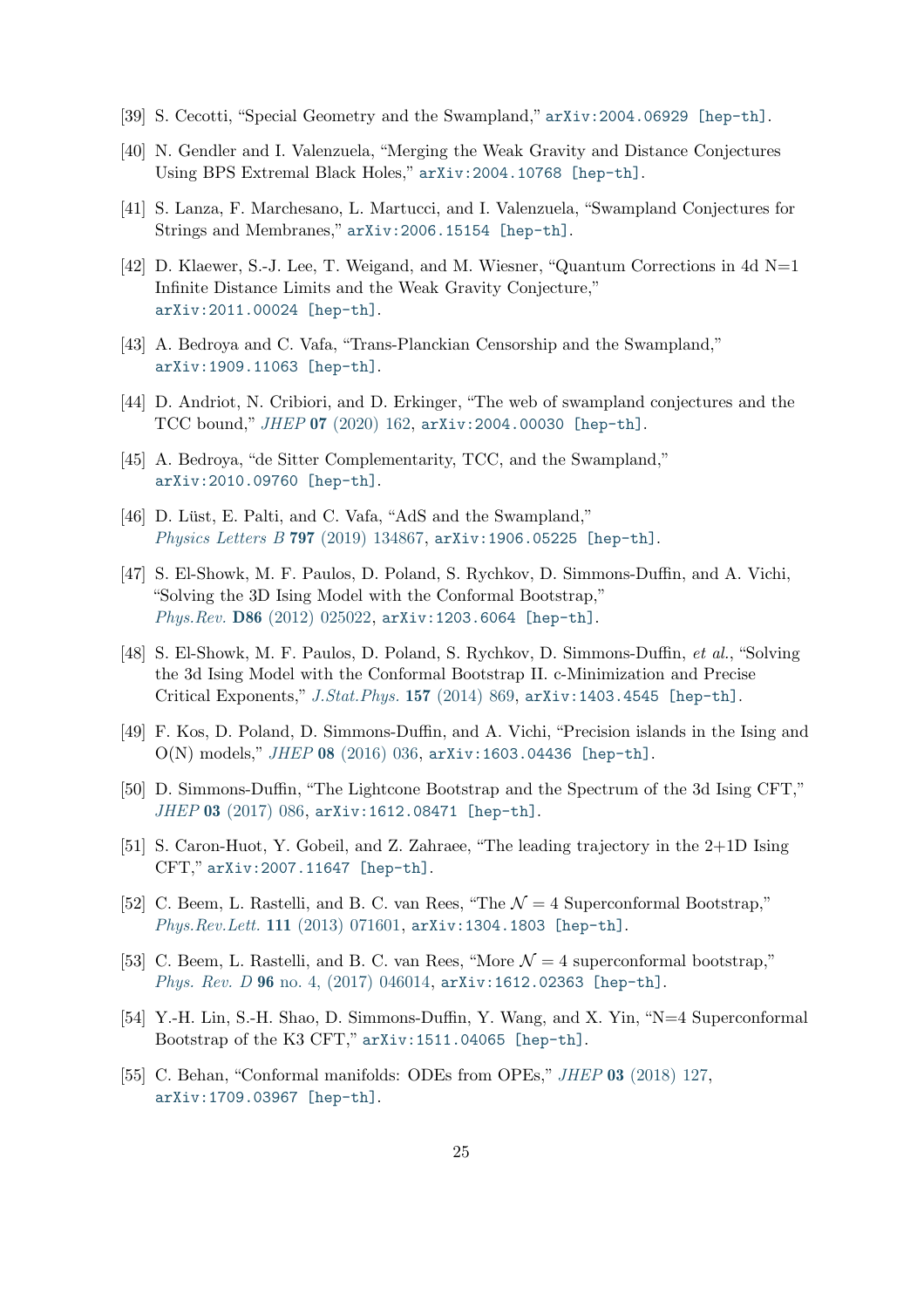[39] S. Cecotti, "Special Geometry and the Swampland," arXiv:2004.06929 [hep-th].

[40] N. Gendler and I. Valenzuela, "Merging the Weak Gravity and Distance Conjectures Using BPS Extremal Black Holes," arXiv:2004.10768 [hep-th].

[41] S. Lanza, F. Marchesano, L. Martucci, and I. Valenzuela, "Swampland Conjectures for Strings and Membranes," arXiv:2006.15154 [hep-th].

[42] D. Klaewer, S.-J. Lee, T. Weigand, and M. Wiesner, "Quantum Corrections in 4d N=1 Infinite Distance Limits and the Weak Gravity Conjecture," arXiv:2011.00024 [hep-th].

[43] A. Bedroya and C. Vafa, "Trans-Planckian Censorship and the Swampland," arXiv:1909.11063 [hep-th].

[44] D. Andriot, N. Cribiori, and D. Erkinger, "The web of swampland conjectures and the TCC bound," *JHEP* **07** (2020) 162, arXiv:2004.00030 [hep-th].

[45] A. Bedroya, "de Sitter Complementarity, TCC, and the Swampland," arXiv:2010.09760 [hep-th].

[46] D. Lüst, E. Palti, and C. Vafa, "AdS and the Swampland," *Physics Letters B* **797** (2019) 134867, arXiv:1906.05225 [hep-th].

[47] S. El-Showk, M. F. Paulos, D. Poland, S. Rychkov, D. Simmons-Duffin, and A. Vichi, "Solving the 3D Ising Model with the Conformal Bootstrap," *Phys.Rev.* **D86** (2012) 025022, arXiv:1203.6064 [hep-th].

[48] S. El-Showk, M. F. Paulos, D. Poland, S. Rychkov, D. Simmons-Duffin, *et al.*, "Solving the 3d Ising Model with the Conformal Bootstrap II. c-Minimization and Precise Critical Exponents," *J.Stat.Phys.* **157** (2014) 869, arXiv:1403.4545 [hep-th].

[49] F. Kos, D. Poland, D. Simmons-Duffin, and A. Vichi, "Precision islands in the Ising and O(N) models," *JHEP* **08** (2016) 036, arXiv:1603.04436 [hep-th].

[50] D. Simmons-Duffin, "The Lightcone Bootstrap and the Spectrum of the 3d Ising CFT," *JHEP* **03** (2017) 086, arXiv:1612.08471 [hep-th].

[51] S. Caron-Huot, Y. Gobeil, and Z. Zahraee, "The leading trajectory in the 2+1D Ising CFT," arXiv:2007.11647 [hep-th].

[52] C. Beem, L. Rastelli, and B. C. van Rees, "The $\mathcal{N} = 4$ Superconformal Bootstrap," *Phys.Rev.Lett.* **111** (2013) 071601, arXiv:1304.1803 [hep-th].

[53] C. Beem, L. Rastelli, and B. C. van Rees, "More $\mathcal{N} = 4$ superconformal bootstrap," *Phys. Rev. D* **96** no. 4, (2017) 046014, arXiv:1612.02363 [hep-th].

[54] Y.-H. Lin, S.-H. Shao, D. Simmons-Duffin, Y. Wang, and X. Yin, "N=4 Superconformal Bootstrap of the K3 CFT," arXiv:1511.04065 [hep-th].

[55] C. Behan, "Conformal manifolds: ODEs from OPEs," *JHEP* **03** (2018) 127, arXiv:1709.03967 [hep-th].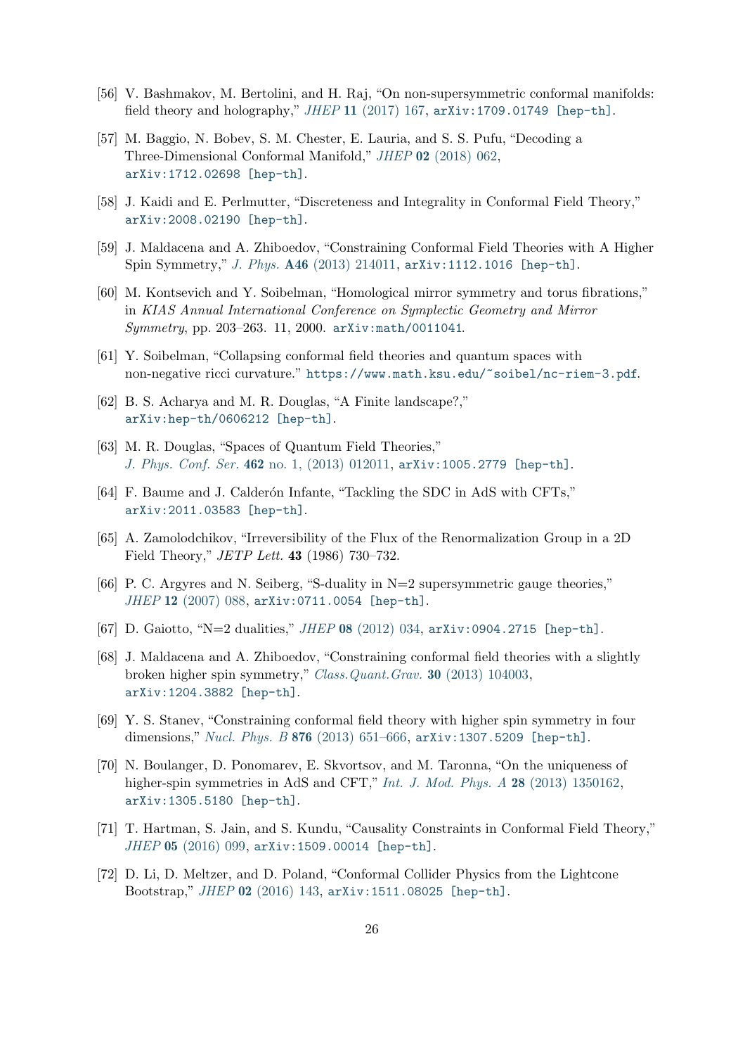[56] V. Bashmakov, M. Bertolini, and H. Raj, "On non-supersymmetric conformal manifolds: field theory and holography," *JHEP* **11** (2017) 167, arXiv:1709.01749 [hep-th].

[57] M. Baggio, N. Bobev, S. M. Chester, E. Lauria, and S. S. Pufu, "Decoding a Three-Dimensional Conformal Manifold," *JHEP* **02** (2018) 062, arXiv:1712.02698 [hep-th].

[58] J. Kaidi and E. Perlmutter, "Discreteness and Integrality in Conformal Field Theory," arXiv:2008.02190 [hep-th].

[59] J. Maldacena and A. Zhiboedov, "Constraining Conformal Field Theories with A Higher Spin Symmetry," *J. Phys.* **A46** (2013) 214011, arXiv:1112.1016 [hep-th].

[60] M. Kontsevich and Y. Soibelman, "Homological mirror symmetry and torus fibrations," in *KIAS Annual International Conference on Symplectic Geometry and Mirror Symmetry*, pp. 203–263. 11, 2000. arXiv:math/0011041.

[61] Y. Soibelman, "Collapsing conformal field theories and quantum spaces with non-negative ricci curvature." https://www.math.ksu.edu/~soibel/nc-riem-3.pdf.

[62] B. S. Acharya and M. R. Douglas, "A Finite landscape?," arXiv:hep-th/0606212 [hep-th].

[63] M. R. Douglas, "Spaces of Quantum Field Theories," *J. Phys. Conf. Ser.* **462** no. 1, (2013) 012011, arXiv:1005.2779 [hep-th].

[64] F. Baume and J. Calderón Infante, "Tackling the SDC in AdS with CFTs," arXiv:2011.03583 [hep-th].

[65] A. Zamolodchikov, "Irreversibility of the Flux of the Renormalization Group in a 2D Field Theory," *JETP Lett.* **43** (1986) 730–732.

[66] P. C. Argyres and N. Seiberg, "S-duality in N=2 supersymmetric gauge theories," *JHEP* **12** (2007) 088, arXiv:0711.0054 [hep-th].

[67] D. Gaiotto, "N=2 dualities," *JHEP* **08** (2012) 034, arXiv:0904.2715 [hep-th].

[68] J. Maldacena and A. Zhiboedov, "Constraining conformal field theories with a slightly broken higher spin symmetry," *Class.Quant.Grav.* **30** (2013) 104003, arXiv:1204.3882 [hep-th].

[69] Y. S. Stanev, "Constraining conformal field theory with higher spin symmetry in four dimensions," *Nucl. Phys. B* **876** (2013) 651–666, arXiv:1307.5209 [hep-th].

[70] N. Boulanger, D. Ponomarev, E. Skvortsov, and M. Taronna, "On the uniqueness of higher-spin symmetries in AdS and CFT," *Int. J. Mod. Phys. A* **28** (2013) 1350162, arXiv:1305.5180 [hep-th].

[71] T. Hartman, S. Jain, and S. Kundu, "Causality Constraints in Conformal Field Theory," *JHEP* **05** (2016) 099, arXiv:1509.00014 [hep-th].

[72] D. Li, D. Meltzer, and D. Poland, "Conformal Collider Physics from the Lightcone Bootstrap," *JHEP* **02** (2016) 143, arXiv:1511.08025 [hep-th].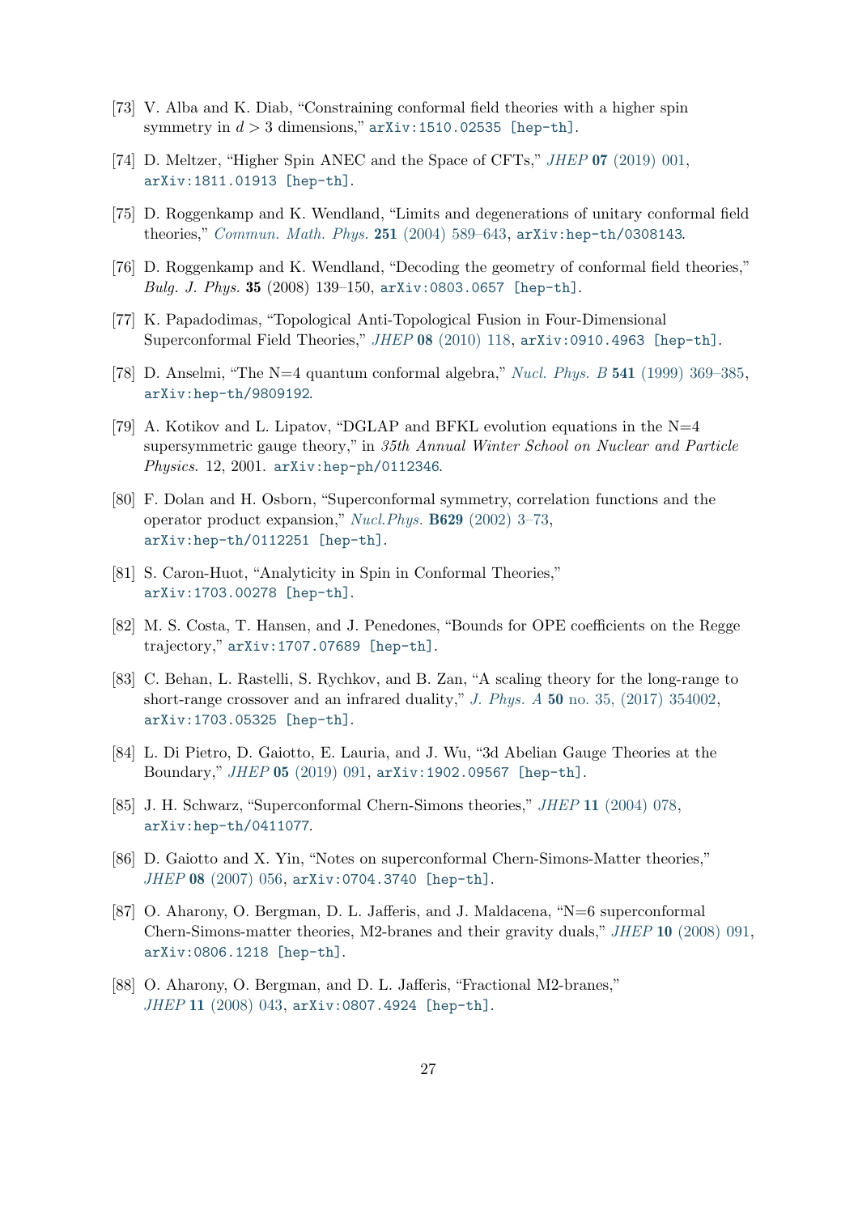[73] V. Alba and K. Diab, "Constraining conformal field theories with a higher spin symmetry in $d > 3$ dimensions," arXiv:1510.02535 [hep-th].

[74] D. Meltzer, "Higher Spin ANEC and the Space of CFTs," *JHEP* **07** (2019) 001, arXiv:1811.01913 [hep-th].

[75] D. Roggenkamp and K. Wendland, "Limits and degenerations of unitary conformal field theories," *Commun. Math. Phys.* **251** (2004) 589–643, arXiv:hep-th/0308143.

[76] D. Roggenkamp and K. Wendland, "Decoding the geometry of conformal field theories," *Bulg. J. Phys.* **35** (2008) 139–150, arXiv:0803.0657 [hep-th].

[77] K. Papadodimas, "Topological Anti-Topological Fusion in Four-Dimensional Superconformal Field Theories," *JHEP* **08** (2010) 118, arXiv:0910.4963 [hep-th].

[78] D. Anselmi, "The N=4 quantum conformal algebra," *Nucl. Phys. B* **541** (1999) 369–385, arXiv:hep-th/9809192.

[79] A. Kotikov and L. Lipatov, "DGLAP and BFKL evolution equations in the N=4 supersymmetric gauge theory," in *35th Annual Winter School on Nuclear and Particle Physics*. 12, 2001. arXiv:hep-ph/0112346.

[80] F. Dolan and H. Osborn, "Superconformal symmetry, correlation functions and the operator product expansion," *Nucl.Phys.* **B629** (2002) 3–73, arXiv:hep-th/0112251 [hep-th].

[81] S. Caron-Huot, "Analyticity in Spin in Conformal Theories," arXiv:1703.00278 [hep-th].

[82] M. S. Costa, T. Hansen, and J. Penedones, "Bounds for OPE coefficients on the Regge trajectory," arXiv:1707.07689 [hep-th].

[83] C. Behan, L. Rastelli, S. Rychkov, and B. Zan, "A scaling theory for the long-range to short-range crossover and an infrared duality," *J. Phys. A* **50** no. 35, (2017) 354002, arXiv:1703.05325 [hep-th].

[84] L. Di Pietro, D. Gaiotto, E. Lauria, and J. Wu, "3d Abelian Gauge Theories at the Boundary," *JHEP* **05** (2019) 091, arXiv:1902.09567 [hep-th].

[85] J. H. Schwarz, "Superconformal Chern-Simons theories," *JHEP* **11** (2004) 078, arXiv:hep-th/0411077.

[86] D. Gaiotto and X. Yin, "Notes on superconformal Chern-Simons-Matter theories," *JHEP* **08** (2007) 056, arXiv:0704.3740 [hep-th].

[87] O. Aharony, O. Bergman, D. L. Jafferis, and J. Maldacena, "N=6 superconformal Chern-Simons-matter theories, M2-branes and their gravity duals," *JHEP* **10** (2008) 091, arXiv:0806.1218 [hep-th].

[88] O. Aharony, O. Bergman, and D. L. Jafferis, "Fractional M2-branes," *JHEP* **11** (2008) 043, arXiv:0807.4924 [hep-th].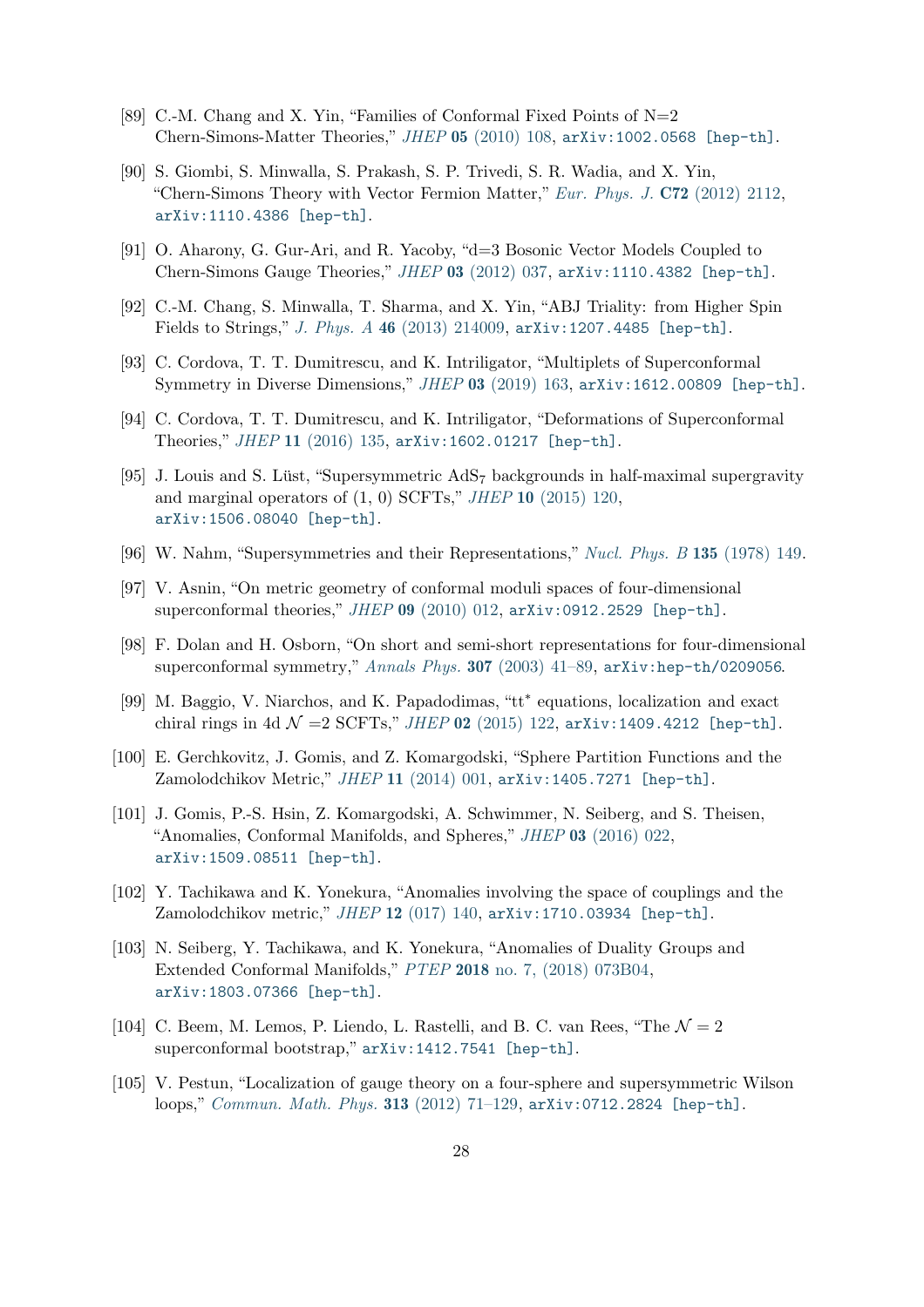[89] C.-M. Chang and X. Yin, "Families of Conformal Fixed Points of N=2 Chern-Simons-Matter Theories," *JHEP* **05** (2010) 108, arXiv:1002.0568 [hep-th].

[90] S. Giombi, S. Minwalla, S. Prakash, S. P. Trivedi, S. R. Wadia, and X. Yin, "Chern-Simons Theory with Vector Fermion Matter," *Eur. Phys. J.* **C72** (2012) 2112, arXiv:1110.4386 [hep-th].

[91] O. Aharony, G. Gur-Ari, and R. Yacoby, "d=3 Bosonic Vector Models Coupled to Chern-Simons Gauge Theories," *JHEP* **03** (2012) 037, arXiv:1110.4382 [hep-th].

[92] C.-M. Chang, S. Minwalla, T. Sharma, and X. Yin, "ABJ Triality: from Higher Spin Fields to Strings," *J. Phys. A* **46** (2013) 214009, arXiv:1207.4485 [hep-th].

[93] C. Cordova, T. T. Dumitrescu, and K. Intriligator, "Multiplets of Superconformal Symmetry in Diverse Dimensions," *JHEP* **03** (2019) 163, arXiv:1612.00809 [hep-th].

[94] C. Cordova, T. T. Dumitrescu, and K. Intriligator, "Deformations of Superconformal Theories," *JHEP* **11** (2016) 135, arXiv:1602.01217 [hep-th].

[95] J. Louis and S. Lüst, "Supersymmetric $AdS_7$ backgrounds in half-maximal supergravity and marginal operators of (1, 0) SCFTs," *JHEP* **10** (2015) 120, arXiv:1506.08040 [hep-th].

[96] W. Nahm, "Supersymmetries and their Representations," *Nucl. Phys. B* **135** (1978) 149.

[97] V. Asnin, "On metric geometry of conformal moduli spaces of four-dimensional superconformal theories," *JHEP* **09** (2010) 012, arXiv:0912.2529 [hep-th].

[98] F. Dolan and H. Osborn, "On short and semi-short representations for four-dimensional superconformal symmetry," *Annals Phys.* **307** (2003) 41–89, arXiv:hep-th/0209056.

[99] M. Baggio, V. Niarchos, and K. Papadodimas, "$tt^*$ equations, localization and exact chiral rings in 4d $\mathcal{N}$ =2 SCFTs," *JHEP* **02** (2015) 122, arXiv:1409.4212 [hep-th].

[100] E. Gerchkovitz, J. Gomis, and Z. Komargodski, "Sphere Partition Functions and the Zamolodchikov Metric," *JHEP* **11** (2014) 001, arXiv:1405.7271 [hep-th].

[101] J. Gomis, P.-S. Hsin, Z. Komargodski, A. Schwimmer, N. Seiberg, and S. Theisen, "Anomalies, Conformal Manifolds, and Spheres," *JHEP* **03** (2016) 022, arXiv:1509.08511 [hep-th].

[102] Y. Tachikawa and K. Yonekura, "Anomalies involving the space of couplings and the Zamolodchikov metric," *JHEP* **12** (017) 140, arXiv:1710.03934 [hep-th].

[103] N. Seiberg, Y. Tachikawa, and K. Yonekura, "Anomalies of Duality Groups and Extended Conformal Manifolds," *PTEP* **2018** no. 7, (2018) 073B04, arXiv:1803.07366 [hep-th].

[104] C. Beem, M. Lemos, P. Liendo, L. Rastelli, and B. C. van Rees, "The $\mathcal{N} = 2$ superconformal bootstrap," arXiv:1412.7541 [hep-th].

[105] V. Pestun, "Localization of gauge theory on a four-sphere and supersymmetric Wilson loops," *Commun. Math. Phys.* **313** (2012) 71–129, arXiv:0712.2824 [hep-th].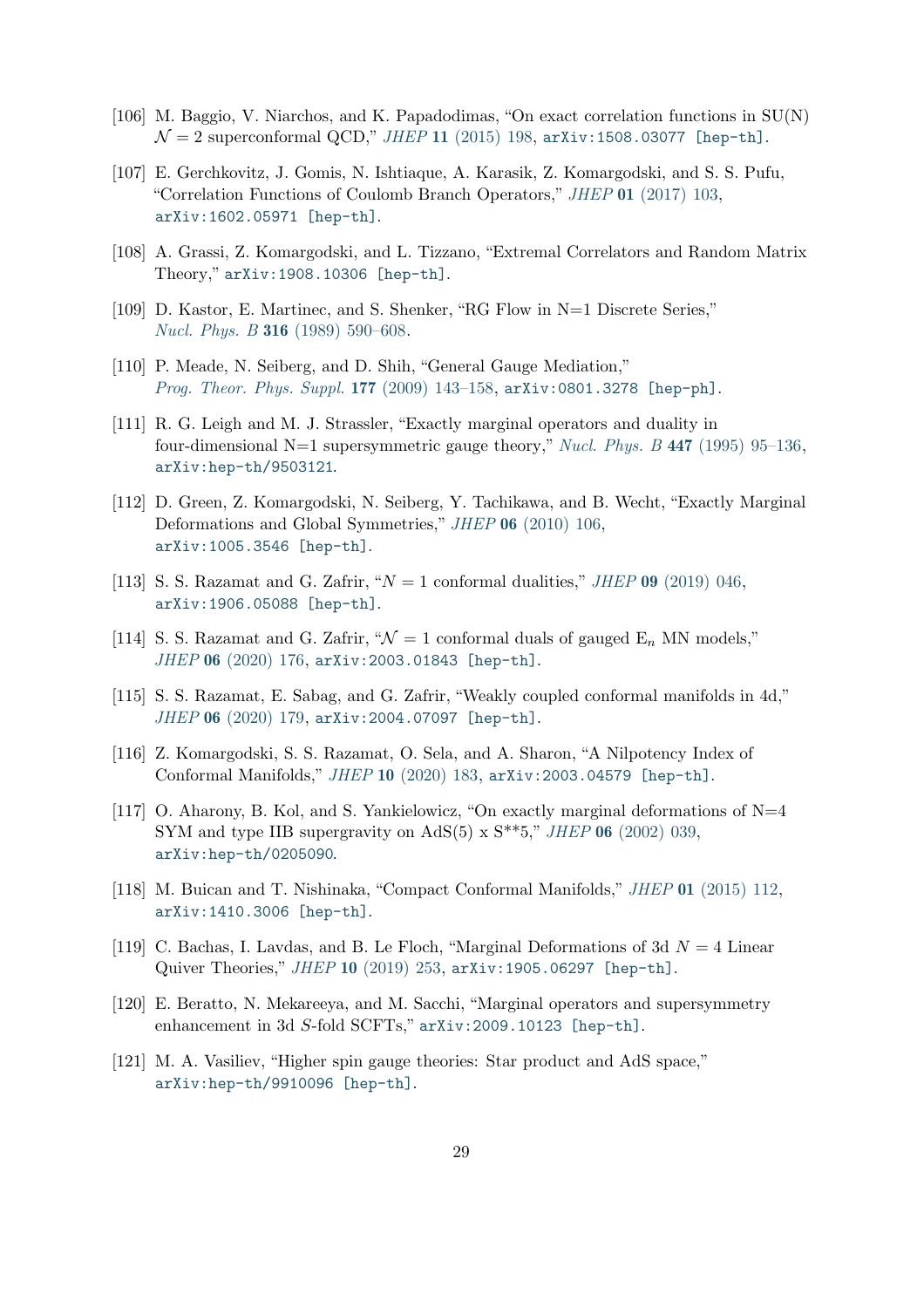[106] M. Baggio, V. Niarchos, and K. Papadodimas, "On exact correlation functions in SU(N) $\mathcal{N} = 2$ superconformal QCD," *JHEP* **11** (2015) 198, arXiv:1508.03077 [hep-th].

[107] E. Gerchkovitz, J. Gomis, N. Ishtiaque, A. Karasik, Z. Komargodski, and S. S. Pufu, "Correlation Functions of Coulomb Branch Operators," *JHEP* **01** (2017) 103, arXiv:1602.05971 [hep-th].

[108] A. Grassi, Z. Komargodski, and L. Tizzano, "Extremal Correlators and Random Matrix Theory," arXiv:1908.10306 [hep-th].

[109] D. Kastor, E. Martinec, and S. Shenker, "RG Flow in N=1 Discrete Series," *Nucl. Phys. B* **316** (1989) 590–608.

[110] P. Meade, N. Seiberg, and D. Shih, "General Gauge Mediation," *Prog. Theor. Phys. Suppl.* **177** (2009) 143–158, arXiv:0801.3278 [hep-ph].

[111] R. G. Leigh and M. J. Strassler, "Exactly marginal operators and duality in four-dimensional N=1 supersymmetric gauge theory," *Nucl. Phys. B* **447** (1995) 95–136, arXiv:hep-th/9503121.

[112] D. Green, Z. Komargodski, N. Seiberg, Y. Tachikawa, and B. Wecht, "Exactly Marginal Deformations and Global Symmetries," *JHEP* **06** (2010) 106, arXiv:1005.3546 [hep-th].

[113] S. S. Razamat and G. Zafrir, "$N = 1$ conformal dualities," *JHEP* **09** (2019) 046, arXiv:1906.05088 [hep-th].

[114] S. S. Razamat and G. Zafrir, "$\mathcal{N} = 1$ conformal duals of gauged $\mathrm{E}_n$ MN models," *JHEP* **06** (2020) 176, arXiv:2003.01843 [hep-th].

[115] S. S. Razamat, E. Sabag, and G. Zafrir, "Weakly coupled conformal manifolds in 4d," *JHEP* **06** (2020) 179, arXiv:2004.07097 [hep-th].

[116] Z. Komargodski, S. S. Razamat, O. Sela, and A. Sharon, "A Nilpotency Index of Conformal Manifolds," *JHEP* **10** (2020) 183, arXiv:2003.04579 [hep-th].

[117] O. Aharony, B. Kol, and S. Yankielowicz, "On exactly marginal deformations of N=4 SYM and type IIB supergravity on AdS(5) x S**5," *JHEP* **06** (2002) 039, arXiv:hep-th/0205090.

[118] M. Buican and T. Nishinaka, "Compact Conformal Manifolds," *JHEP* **01** (2015) 112, arXiv:1410.3006 [hep-th].

[119] C. Bachas, I. Lavdas, and B. Le Floch, "Marginal Deformations of 3d $N = 4$ Linear Quiver Theories," *JHEP* **10** (2019) 253, arXiv:1905.06297 [hep-th].

[120] E. Beratto, N. Mekareeya, and M. Sacchi, "Marginal operators and supersymmetry enhancement in 3d $S$-fold SCFTs," arXiv:2009.10123 [hep-th].

[121] M. A. Vasiliev, "Higher spin gauge theories: Star product and AdS space," arXiv:hep-th/9910096 [hep-th].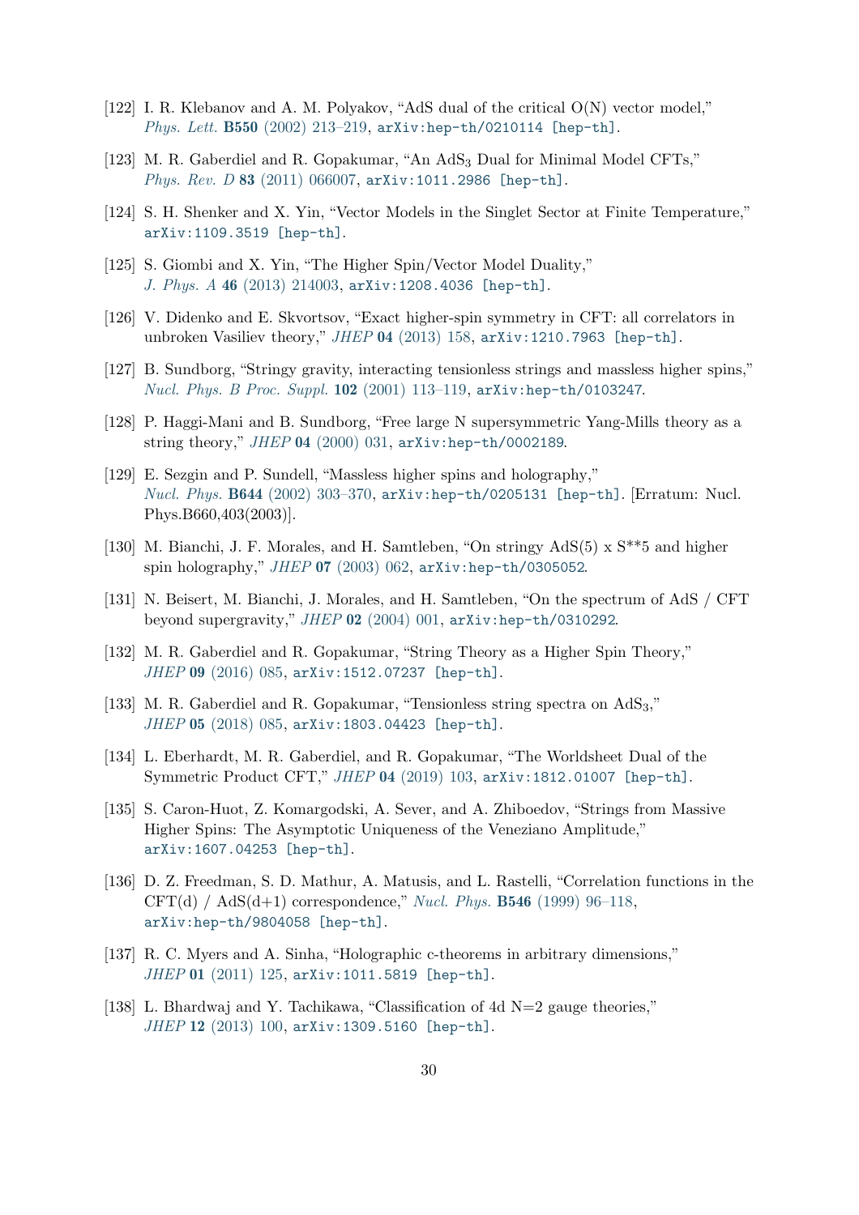[122] I. R. Klebanov and A. M. Polyakov, "AdS dual of the critical O(N) vector model," *Phys. Lett.* **B550** (2002) 213–219, arXiv:hep-th/0210114 [hep-th].

[123] M. R. Gaberdiel and R. Gopakumar, "An $AdS_3$ Dual for Minimal Model CFTs," *Phys. Rev. D* **83** (2011) 066007, arXiv:1011.2986 [hep-th].

[124] S. H. Shenker and X. Yin, "Vector Models in the Singlet Sector at Finite Temperature," arXiv:1109.3519 [hep-th].

[125] S. Giombi and X. Yin, "The Higher Spin/Vector Model Duality," *J. Phys. A* **46** (2013) 214003, arXiv:1208.4036 [hep-th].

[126] V. Didenko and E. Skvortsov, "Exact higher-spin symmetry in CFT: all correlators in unbroken Vasiliev theory," *JHEP* **04** (2013) 158, arXiv:1210.7963 [hep-th].

[127] B. Sundborg, "Stringy gravity, interacting tensionless strings and massless higher spins," *Nucl. Phys. B Proc. Suppl.* **102** (2001) 113–119, arXiv:hep-th/0103247.

[128] P. Haggi-Mani and B. Sundborg, "Free large N supersymmetric Yang-Mills theory as a string theory," *JHEP* **04** (2000) 031, arXiv:hep-th/0002189.

[129] E. Sezgin and P. Sundell, "Massless higher spins and holography," *Nucl. Phys.* **B644** (2002) 303–370, arXiv:hep-th/0205131 [hep-th]. [Erratum: Nucl. Phys.B660,403(2003)].

[130] M. Bianchi, J. F. Morales, and H. Samtleben, "On stringy AdS(5) x S**5 and higher spin holography," *JHEP* **07** (2003) 062, arXiv:hep-th/0305052.

[131] N. Beisert, M. Bianchi, J. Morales, and H. Samtleben, "On the spectrum of AdS / CFT beyond supergravity," *JHEP* **02** (2004) 001, arXiv:hep-th/0310292.

[132] M. R. Gaberdiel and R. Gopakumar, "String Theory as a Higher Spin Theory," *JHEP* **09** (2016) 085, arXiv:1512.07237 [hep-th].

[133] M. R. Gaberdiel and R. Gopakumar, "Tensionless string spectra on $AdS_3$," *JHEP* **05** (2018) 085, arXiv:1803.04423 [hep-th].

[134] L. Eberhardt, M. R. Gaberdiel, and R. Gopakumar, "The Worldsheet Dual of the Symmetric Product CFT," *JHEP* **04** (2019) 103, arXiv:1812.01007 [hep-th].

[135] S. Caron-Huot, Z. Komargodski, A. Sever, and A. Zhiboedov, "Strings from Massive Higher Spins: The Asymptotic Uniqueness of the Veneziano Amplitude," arXiv:1607.04253 [hep-th].

[136] D. Z. Freedman, S. D. Mathur, A. Matusis, and L. Rastelli, "Correlation functions in the CFT(d) / AdS(d+1) correspondence," *Nucl. Phys.* **B546** (1999) 96–118, arXiv:hep-th/9804058 [hep-th].

[137] R. C. Myers and A. Sinha, "Holographic c-theorems in arbitrary dimensions," *JHEP* **01** (2011) 125, arXiv:1011.5819 [hep-th].

[138] L. Bhardwaj and Y. Tachikawa, "Classification of 4d N=2 gauge theories," *JHEP* **12** (2013) 100, arXiv:1309.5160 [hep-th].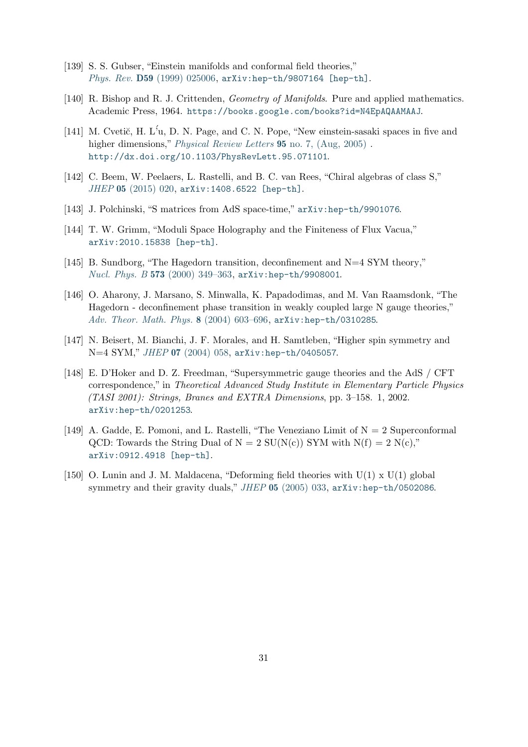[139] S. S. Gubser, "Einstein manifolds and conformal field theories," *Phys. Rev.* **D59** (1999) 025006, arXiv:hep-th/9807164 [hep-th].

[140] R. Bishop and R. J. Crittenden, *Geometry of Manifolds*. Pure and applied mathematics. Academic Press, 1964. https://books.google.com/books?id=N4EpAQAAMAAJ.

[141] M. Cvetič, H. Lú, D. N. Page, and C. N. Pope, "New einstein-sasaki spaces in five and higher dimensions," *Physical Review Letters* **95** no. 7, (Aug, 2005) . http://dx.doi.org/10.1103/PhysRevLett.95.071101.

[142] C. Beem, W. Peelaers, L. Rastelli, and B. C. van Rees, "Chiral algebras of class S," *JHEP* **05** (2015) 020, arXiv:1408.6522 [hep-th].

[143] J. Polchinski, "S matrices from AdS space-time," arXiv:hep-th/9901076.

[144] T. W. Grimm, "Moduli Space Holography and the Finiteness of Flux Vacua," arXiv:2010.15838 [hep-th].

[145] B. Sundborg, "The Hagedorn transition, deconfinement and N=4 SYM theory," *Nucl. Phys. B* **573** (2000) 349–363, arXiv:hep-th/9908001.

[146] O. Aharony, J. Marsano, S. Minwalla, K. Papadodimas, and M. Van Raamsdonk, "The Hagedorn - deconfinement phase transition in weakly coupled large N gauge theories," *Adv. Theor. Math. Phys.* **8** (2004) 603–696, arXiv:hep-th/0310285.

[147] N. Beisert, M. Bianchi, J. F. Morales, and H. Samtleben, "Higher spin symmetry and N=4 SYM," *JHEP* **07** (2004) 058, arXiv:hep-th/0405057.

[148] E. D'Hoker and D. Z. Freedman, "Supersymmetric gauge theories and the AdS / CFT correspondence," in *Theoretical Advanced Study Institute in Elementary Particle Physics (TASI 2001): Strings, Branes and EXTRA Dimensions*, pp. 3–158. 1, 2002. arXiv:hep-th/0201253.

[149] A. Gadde, E. Pomoni, and L. Rastelli, "The Veneziano Limit of N = 2 Superconformal QCD: Towards the String Dual of N = 2 SU(N(c)) SYM with N(f) = 2 N(c)," arXiv:0912.4918 [hep-th].

[150] O. Lunin and J. M. Maldacena, "Deforming field theories with U(1) x U(1) global symmetry and their gravity duals," *JHEP* **05** (2005) 033, arXiv:hep-th/0502086.